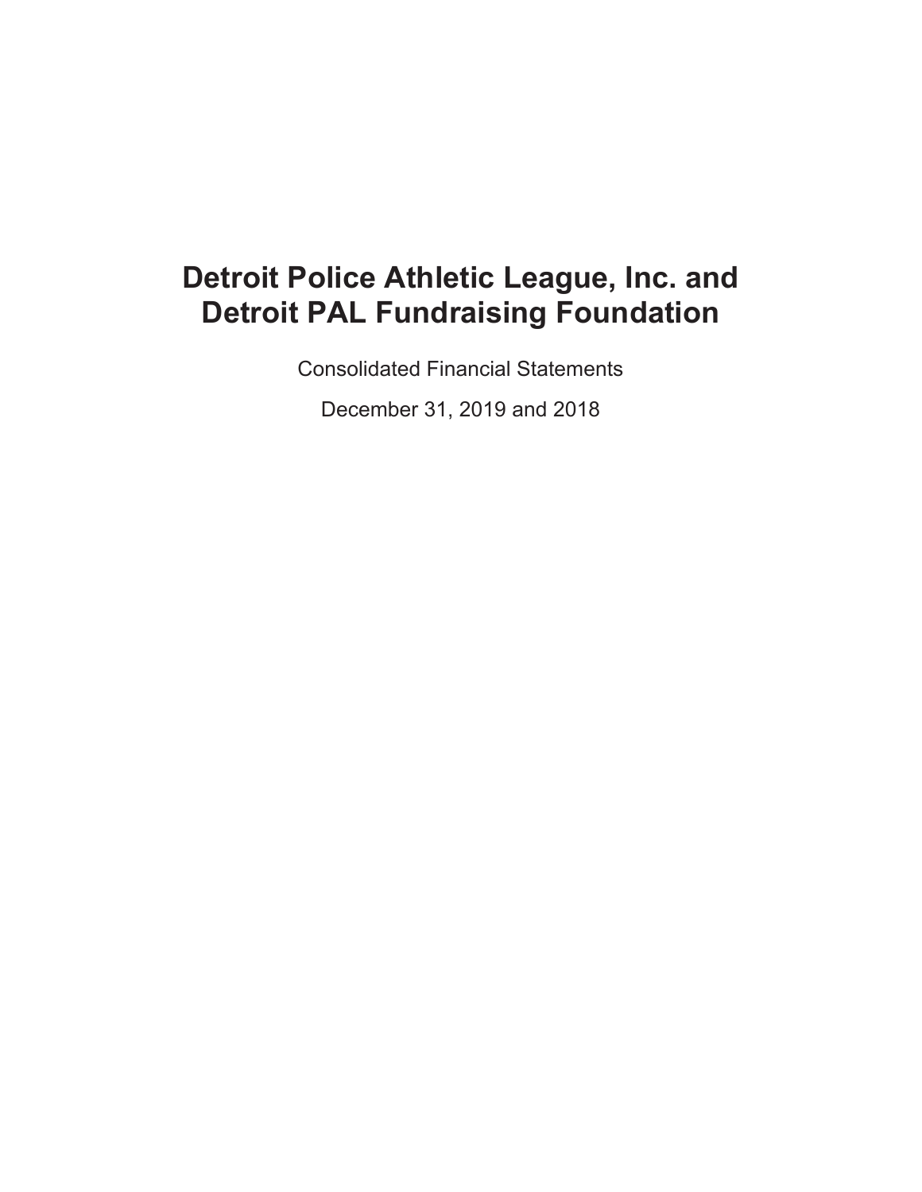# Detroit Police Athletic League, Inc. and Detroit PAL Fundraising Foundation

Consolidated Financial Statements

December 31, 2019 and 2018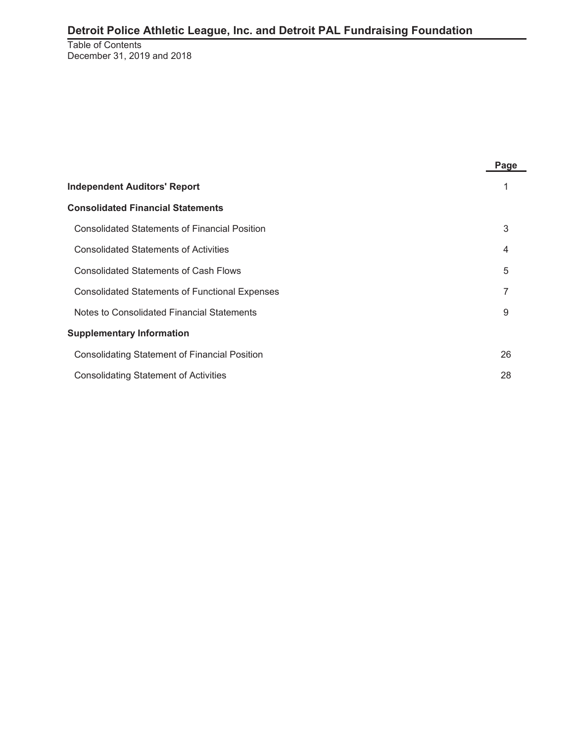# Detroit Police Athletic League, Inc. and Detroit PAL Fundraising Foundation

Table of Contents
December 31, 2019 and 2018

| | Page |
|---|---|
| **Independent Auditors' Report** | 1 |
| **Consolidated Financial Statements** | |
| Consolidated Statements of Financial Position | 3 |
| Consolidated Statements of Activities | 4 |
| Consolidated Statements of Cash Flows | 5 |
| Consolidated Statements of Functional Expenses | 7 |
| Notes to Consolidated Financial Statements | 9 |
| **Supplementary Information** | |
| Consolidating Statement of Financial Position | 26 |
| Consolidating Statement of Activities | 28 |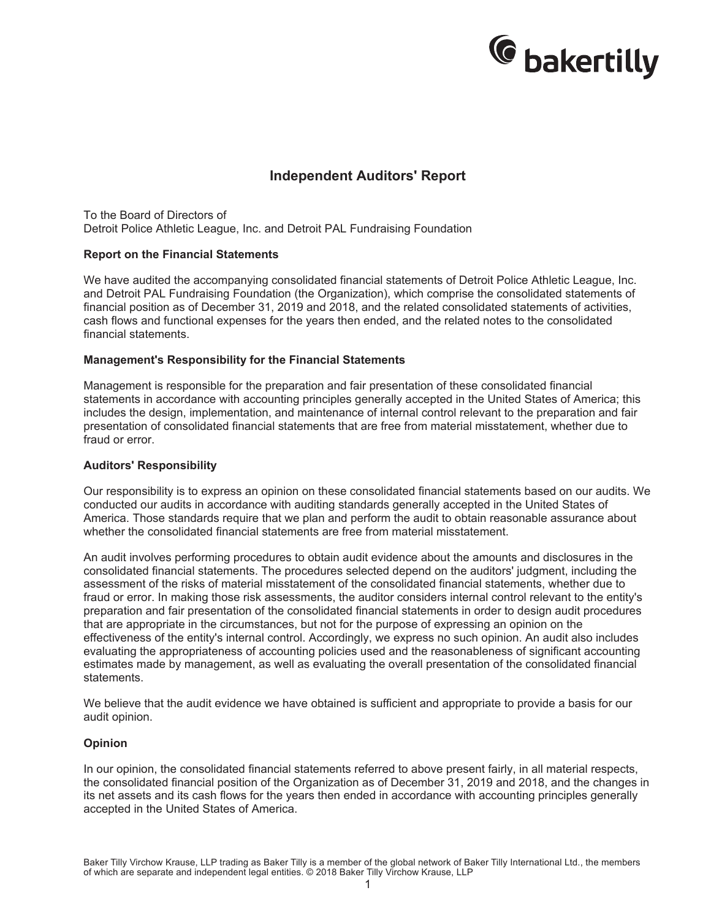# Independent Auditors' Report

To the Board of Directors of
Detroit Police Athletic League, Inc. and Detroit PAL Fundraising Foundation

### Report on the Financial Statements

We have audited the accompanying consolidated financial statements of Detroit Police Athletic League, Inc. and Detroit PAL Fundraising Foundation (the Organization), which comprise the consolidated statements of financial position as of December 31, 2019 and 2018, and the related consolidated statements of activities, cash flows and functional expenses for the years then ended, and the related notes to the consolidated financial statements.

### Management's Responsibility for the Financial Statements

Management is responsible for the preparation and fair presentation of these consolidated financial statements in accordance with accounting principles generally accepted in the United States of America; this includes the design, implementation, and maintenance of internal control relevant to the preparation and fair presentation of consolidated financial statements that are free from material misstatement, whether due to fraud or error.

### Auditors' Responsibility

Our responsibility is to express an opinion on these consolidated financial statements based on our audits. We conducted our audits in accordance with auditing standards generally accepted in the United States of America. Those standards require that we plan and perform the audit to obtain reasonable assurance about whether the consolidated financial statements are free from material misstatement.

An audit involves performing procedures to obtain audit evidence about the amounts and disclosures in the consolidated financial statements. The procedures selected depend on the auditors' judgment, including the assessment of the risks of material misstatement of the consolidated financial statements, whether due to fraud or error. In making those risk assessments, the auditor considers internal control relevant to the entity's preparation and fair presentation of the consolidated financial statements in order to design audit procedures that are appropriate in the circumstances, but not for the purpose of expressing an opinion on the effectiveness of the entity's internal control. Accordingly, we express no such opinion. An audit also includes evaluating the appropriateness of accounting policies used and the reasonableness of significant accounting estimates made by management, as well as evaluating the overall presentation of the consolidated financial statements.

We believe that the audit evidence we have obtained is sufficient and appropriate to provide a basis for our audit opinion.

### Opinion

In our opinion, the consolidated financial statements referred to above present fairly, in all material respects, the consolidated financial position of the Organization as of December 31, 2019 and 2018, and the changes in its net assets and its cash flows for the years then ended in accordance with accounting principles generally accepted in the United States of America.

Baker Tilly Virchow Krause, LLP trading as Baker Tilly is a member of the global network of Baker Tilly International Ltd., the members of which are separate and independent legal entities. © 2018 Baker Tilly Virchow Krause, LLP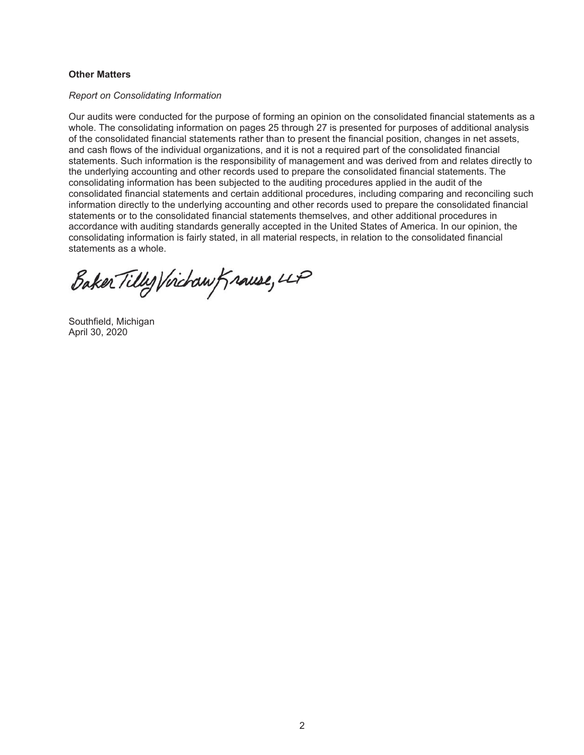**Other Matters**

*Report on Consolidating Information*

Our audits were conducted for the purpose of forming an opinion on the consolidated financial statements as a whole. The consolidating information on pages 25 through 27 is presented for purposes of additional analysis of the consolidated financial statements rather than to present the financial position, changes in net assets, and cash flows of the individual organizations, and it is not a required part of the consolidated financial statements. Such information is the responsibility of management and was derived from and relates directly to the underlying accounting and other records used to prepare the consolidated financial statements. The consolidating information has been subjected to the auditing procedures applied in the audit of the consolidated financial statements and certain additional procedures, including comparing and reconciling such information directly to the underlying accounting and other records used to prepare the consolidated financial statements or to the consolidated financial statements themselves, and other additional procedures in accordance with auditing standards generally accepted in the United States of America. In our opinion, the consolidating information is fairly stated, in all material respects, in relation to the consolidated financial statements as a whole.

Baker Tilly Virchow Krause, LLP

Southfield, Michigan
April 30, 2020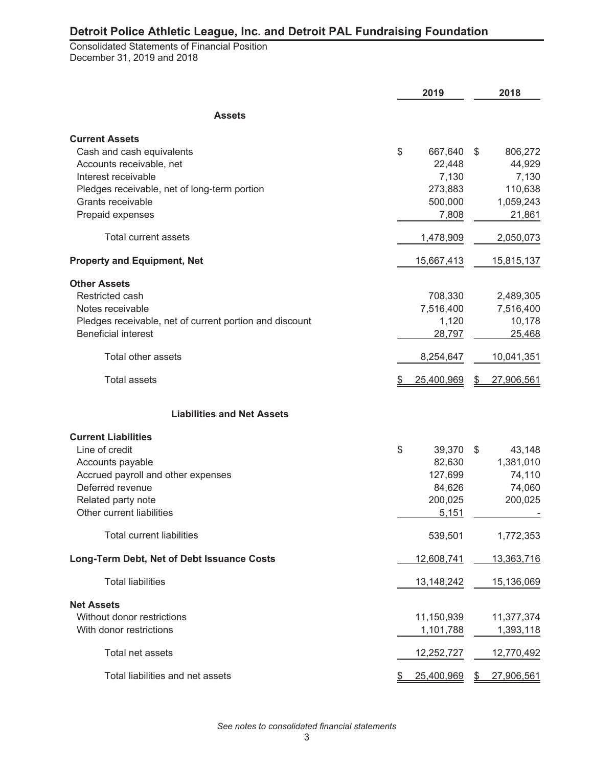# Detroit Police Athletic League, Inc. and Detroit PAL Fundraising Foundation

Consolidated Statements of Financial Position
December 31, 2019 and 2018

| | 2019 | 2018 |
|---|---|---|
| **Assets** | | |
| **Current Assets** | | |
| Cash and cash equivalents | $ 667,640 | $ 806,272 |
| Accounts receivable, net | 22,448 | 44,929 |
| Interest receivable | 7,130 | 7,130 |
| Pledges receivable, net of long-term portion | 273,883 | 110,638 |
| Grants receivable | 500,000 | 1,059,243 |
| Prepaid expenses | 7,808 | 21,861 |
| Total current assets | 1,478,909 | 2,050,073 |
| **Property and Equipment, Net** | 15,667,413 | 15,815,137 |
| **Other Assets** | | |
| Restricted cash | 708,330 | 2,489,305 |
| Notes receivable | 7,516,400 | 7,516,400 |
| Pledges receivable, net of current portion and discount | 1,120 | 10,178 |
| Beneficial interest | 28,797 | 25,468 |
| Total other assets | 8,254,647 | 10,041,351 |
| Total assets | $ 25,400,969 | $ 27,906,561 |
| **Liabilities and Net Assets** | | |
| **Current Liabilities** | | |
| Line of credit | $ 39,370 | $ 43,148 |
| Accounts payable | 82,630 | 1,381,010 |
| Accrued payroll and other expenses | 127,699 | 74,110 |
| Deferred revenue | 84,626 | 74,060 |
| Related party note | 200,025 | 200,025 |
| Other current liabilities | 5,151 | - |
| Total current liabilities | 539,501 | 1,772,353 |
| **Long-Term Debt, Net of Debt Issuance Costs** | 12,608,741 | 13,363,716 |
| Total liabilities | 13,148,242 | 15,136,069 |
| **Net Assets** | | |
| Without donor restrictions | 11,150,939 | 11,377,374 |
| With donor restrictions | 1,101,788 | 1,393,118 |
| Total net assets | 12,252,727 | 12,770,492 |
| Total liabilities and net assets | $ 25,400,969 | $ 27,906,561 |

*See notes to consolidated financial statements*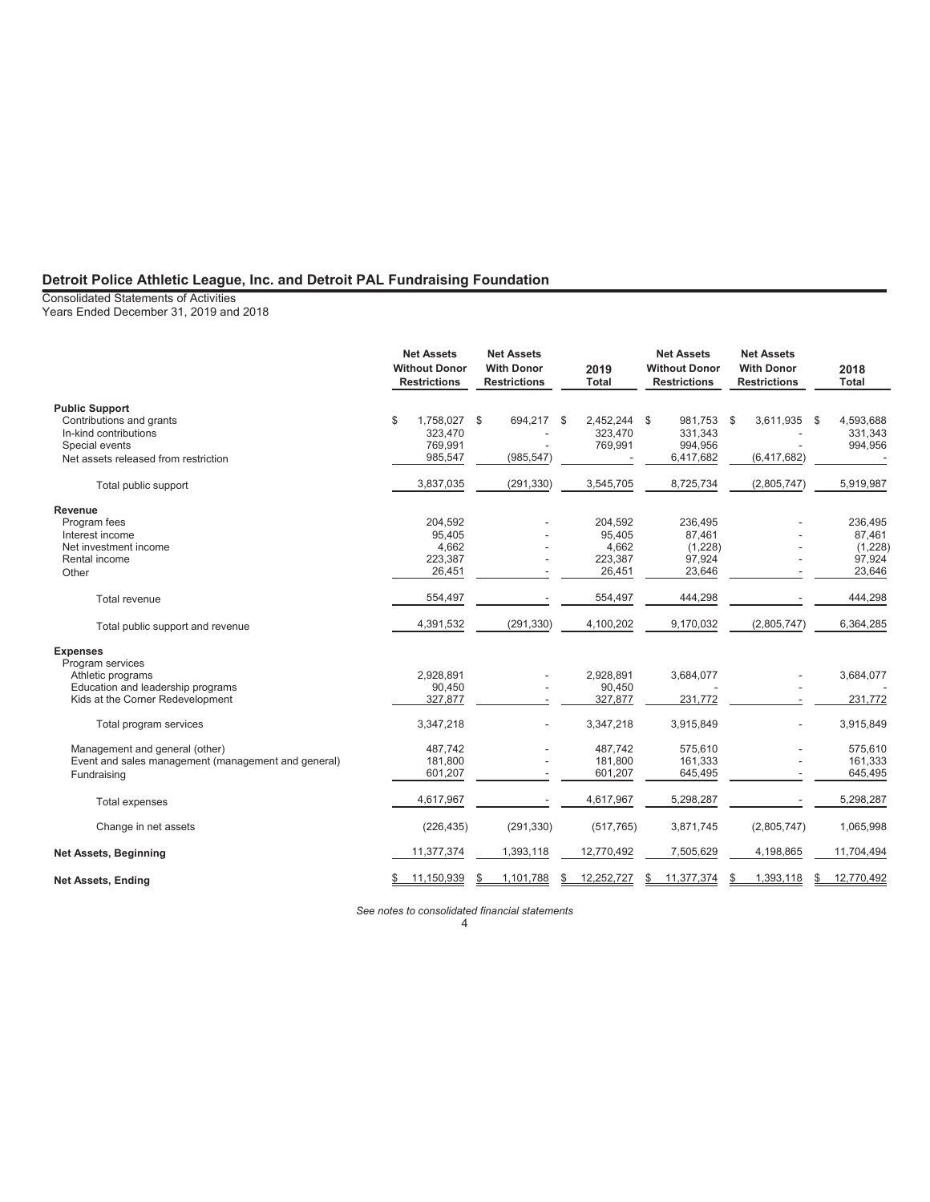# Detroit Police Athletic League, Inc. and Detroit PAL Fundraising Foundation

Consolidated Statements of Activities
Years Ended December 31, 2019 and 2018

| | Net Assets Without Donor Restrictions | Net Assets With Donor Restrictions | 2019 Total | Net Assets Without Donor Restrictions | Net Assets With Donor Restrictions | 2018 Total |
|---|---|---|---|---|---|---|
| **Public Support** | | | | | | |
| Contributions and grants | $ 1,758,027 | $ 694,217 | $ 2,452,244 | $ 981,753 | $ 3,611,935 | $ 4,593,688 |
| In-kind contributions | 323,470 | - | 323,470 | 331,343 | - | 331,343 |
| Special events | 769,991 | - | 769,991 | 994,956 | - | 994,956 |
| Net assets released from restriction | 985,547 | (985,547) | - | 6,417,682 | (6,417,682) | - |
| Total public support | 3,837,035 | (291,330) | 3,545,705 | 8,725,734 | (2,805,747) | 5,919,987 |
| **Revenue** | | | | | | |
| Program fees | 204,592 | - | 204,592 | 236,495 | - | 236,495 |
| Interest income | 95,405 | - | 95,405 | 87,461 | - | 87,461 |
| Net investment income | 4,662 | - | 4,662 | (1,228) | - | (1,228) |
| Rental income | 223,387 | - | 223,387 | 97,924 | - | 97,924 |
| Other | 26,451 | - | 26,451 | 23,646 | - | 23,646 |
| Total revenue | 554,497 | - | 554,497 | 444,298 | - | 444,298 |
| Total public support and revenue | 4,391,532 | (291,330) | 4,100,202 | 9,170,032 | (2,805,747) | 6,364,285 |
| **Expenses** | | | | | | |
| Program services | | | | | | |
| Athletic programs | 2,928,891 | - | 2,928,891 | 3,684,077 | - | 3,684,077 |
| Education and leadership programs | 90,450 | - | 90,450 | - | - | - |
| Kids at the Corner Redevelopment | 327,877 | - | 327,877 | 231,772 | - | 231,772 |
| Total program services | 3,347,218 | - | 3,347,218 | 3,915,849 | - | 3,915,849 |
| Management and general (other) | 487,742 | - | 487,742 | 575,610 | - | 575,610 |
| Event and sales management (management and general) | 181,800 | - | 181,800 | 161,333 | - | 161,333 |
| Fundraising | 601,207 | - | 601,207 | 645,495 | - | 645,495 |
| Total expenses | 4,617,967 | - | 4,617,967 | 5,298,287 | - | 5,298,287 |
| Change in net assets | (226,435) | (291,330) | (517,765) | 3,871,745 | (2,805,747) | 1,065,998 |
| **Net Assets, Beginning** | 11,377,374 | 1,393,118 | 12,770,492 | 7,505,629 | 4,198,865 | 11,704,494 |
| **Net Assets, Ending** | $ 11,150,939 | $ 1,101,788 | $ 12,252,727 | $ 11,377,374 | $ 1,393,118 | $ 12,770,492 |

*See notes to consolidated financial statements*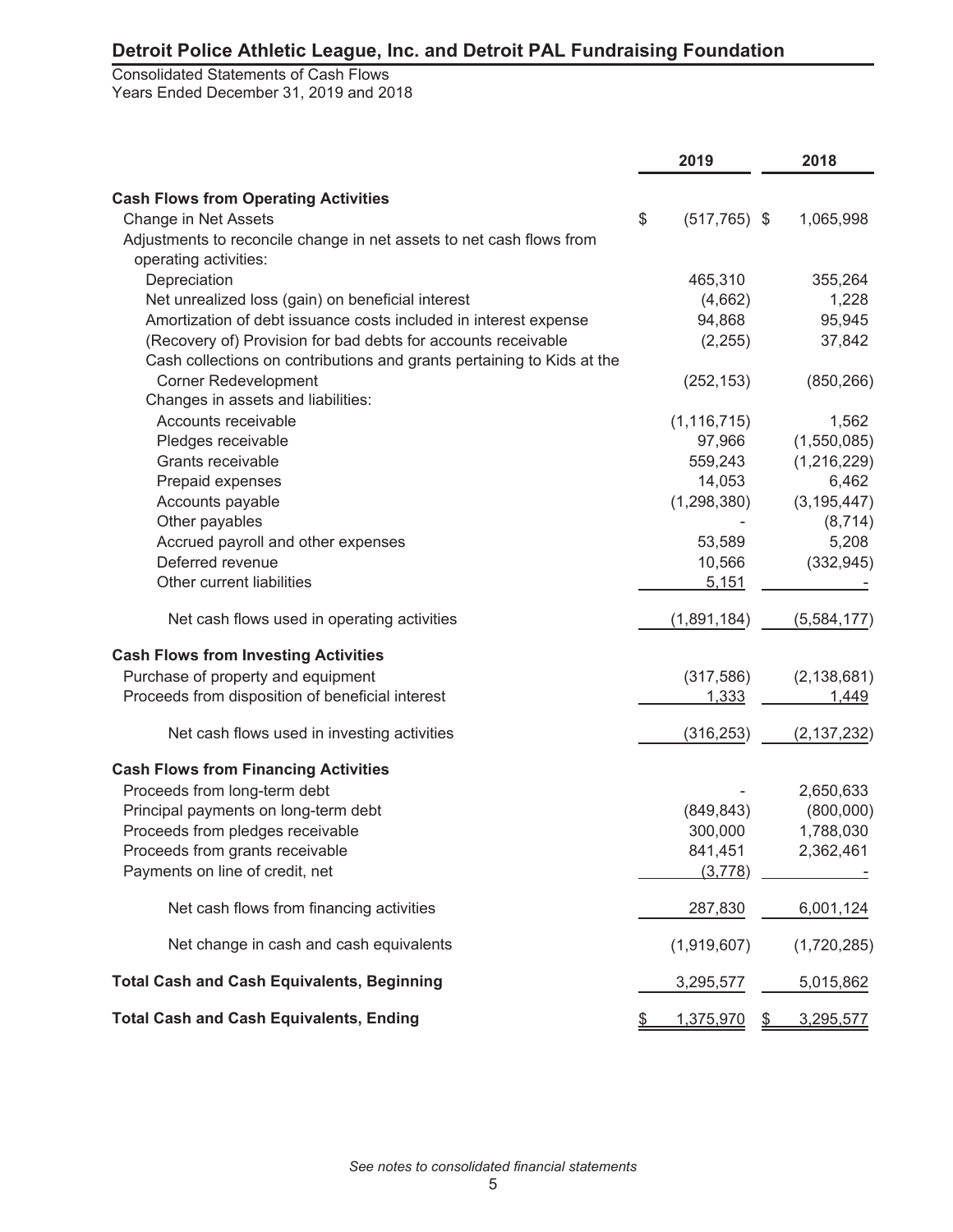# Detroit Police Athletic League, Inc. and Detroit PAL Fundraising Foundation

Consolidated Statements of Cash Flows
Years Ended December 31, 2019 and 2018

| | 2019 | 2018 |
|---|---|---|
| **Cash Flows from Operating Activities** | | |
| Change in Net Assets | $ (517,765) | $ 1,065,998 |
| Adjustments to reconcile change in net assets to net cash flows from operating activities: | | |
| Depreciation | 465,310 | 355,264 |
| Net unrealized loss (gain) on beneficial interest | (4,662) | 1,228 |
| Amortization of debt issuance costs included in interest expense | 94,868 | 95,945 |
| (Recovery of) Provision for bad debts for accounts receivable | (2,255) | 37,842 |
| Cash collections on contributions and grants pertaining to Kids at the Corner Redevelopment | (252,153) | (850,266) |
| Changes in assets and liabilities: | | |
| Accounts receivable | (1,116,715) | 1,562 |
| Pledges receivable | 97,966 | (1,550,085) |
| Grants receivable | 559,243 | (1,216,229) |
| Prepaid expenses | 14,053 | 6,462 |
| Accounts payable | (1,298,380) | (3,195,447) |
| Other payables | - | (8,714) |
| Accrued payroll and other expenses | 53,589 | 5,208 |
| Deferred revenue | 10,566 | (332,945) |
| Other current liabilities | 5,151 | - |
| Net cash flows used in operating activities | (1,891,184) | (5,584,177) |
| **Cash Flows from Investing Activities** | | |
| Purchase of property and equipment | (317,586) | (2,138,681) |
| Proceeds from disposition of beneficial interest | 1,333 | 1,449 |
| Net cash flows used in investing activities | (316,253) | (2,137,232) |
| **Cash Flows from Financing Activities** | | |
| Proceeds from long-term debt | - | 2,650,633 |
| Principal payments on long-term debt | (849,843) | (800,000) |
| Proceeds from pledges receivable | 300,000 | 1,788,030 |
| Proceeds from grants receivable | 841,451 | 2,362,461 |
| Payments on line of credit, net | (3,778) | - |
| Net cash flows from financing activities | 287,830 | 6,001,124 |
| Net change in cash and cash equivalents | (1,919,607) | (1,720,285) |
| **Total Cash and Cash Equivalents, Beginning** | 3,295,577 | 5,015,862 |
| **Total Cash and Cash Equivalents, Ending** | $ 1,375,970 | $ 3,295,577 |

*See notes to consolidated financial statements*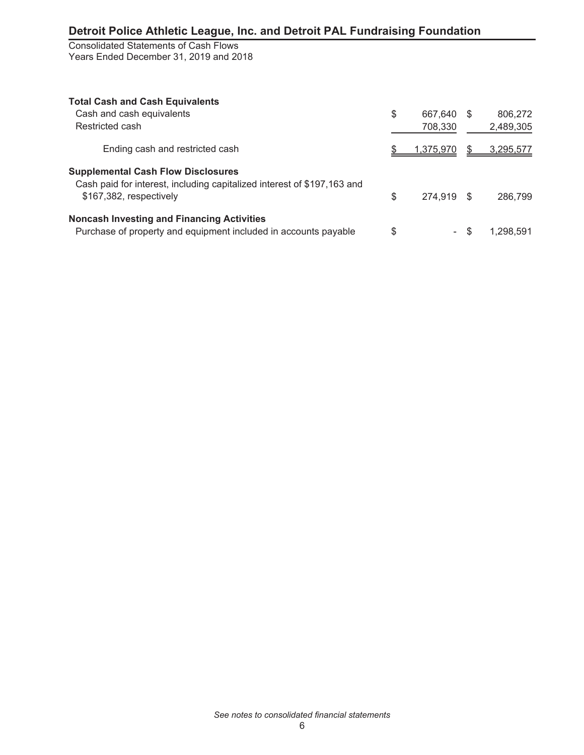# Detroit Police Athletic League, Inc. and Detroit PAL Fundraising Foundation

Consolidated Statements of Cash Flows
Years Ended December 31, 2019 and 2018

| | 2019 | 2018 |
|---|---|---|
| **Total Cash and Cash Equivalents** | | |
| Cash and cash equivalents | $ 667,640 | $ 806,272 |
| Restricted cash | 708,330 | 2,489,305 |
| Ending cash and restricted cash | $ 1,375,970 | $ 3,295,577 |
| **Supplemental Cash Flow Disclosures** | | |
| Cash paid for interest, including capitalized interest of $197,163 and $167,382, respectively | $ 274,919 | $ 286,799 |
| **Noncash Investing and Financing Activities** | | |
| Purchase of property and equipment included in accounts payable | $ - | $ 1,298,591 |

*See notes to consolidated financial statements*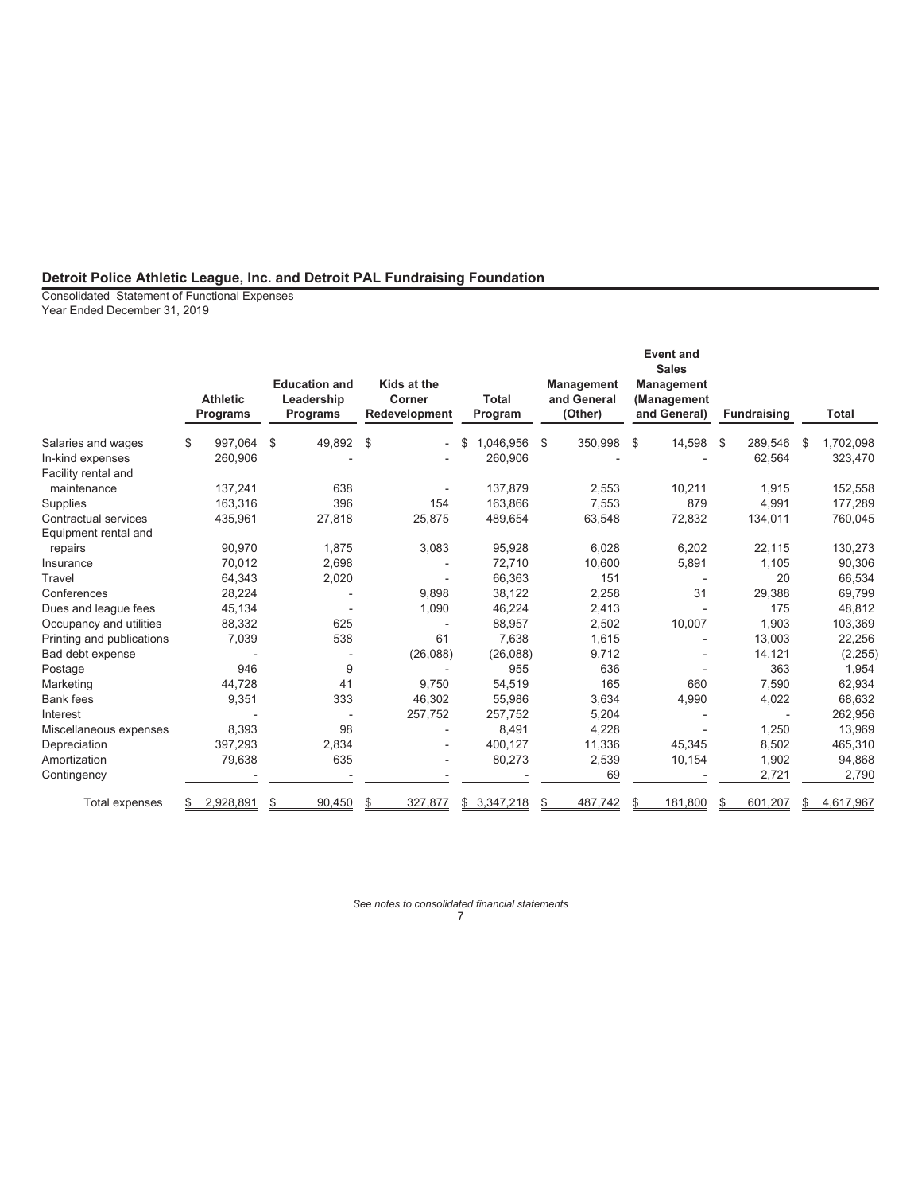## Detroit Police Athletic League, Inc. and Detroit PAL Fundraising Foundation

Consolidated Statement of Functional Expenses
Year Ended December 31, 2019

| | Athletic Programs | Education and Leadership Programs | Kids at the Corner Redevelopment | Total Program | Management and General (Other) | Event and Sales Management (Management and General) | Fundraising | Total |
|---|---|---|---|---|---|---|---|---|
| Salaries and wages | $ 997,064 | $ 49,892 | $ - | $ 1,046,956 | $ 350,998 | $ 14,598 | $ 289,546 | $ 1,702,098 |
| In-kind expenses | 260,906 | - | - | 260,906 | - | - | 62,564 | 323,470 |
| Facility rental and maintenance | 137,241 | 638 | - | 137,879 | 2,553 | 10,211 | 1,915 | 152,558 |
| Supplies | 163,316 | 396 | 154 | 163,866 | 7,553 | 879 | 4,991 | 177,289 |
| Contractual services | 435,961 | 27,818 | 25,875 | 489,654 | 63,548 | 72,832 | 134,011 | 760,045 |
| Equipment rental and repairs | 90,970 | 1,875 | 3,083 | 95,928 | 6,028 | 6,202 | 22,115 | 130,273 |
| Insurance | 70,012 | 2,698 | - | 72,710 | 10,600 | 5,891 | 1,105 | 90,306 |
| Travel | 64,343 | 2,020 | - | 66,363 | 151 | - | 20 | 66,534 |
| Conferences | 28,224 | - | 9,898 | 38,122 | 2,258 | 31 | 29,388 | 69,799 |
| Dues and league fees | 45,134 | - | 1,090 | 46,224 | 2,413 | - | 175 | 48,812 |
| Occupancy and utilities | 88,332 | 625 | - | 88,957 | 2,502 | 10,007 | 1,903 | 103,369 |
| Printing and publications | 7,039 | 538 | 61 | 7,638 | 1,615 | - | 13,003 | 22,256 |
| Bad debt expense | - | - | (26,088) | (26,088) | 9,712 | - | 14,121 | (2,255) |
| Postage | 946 | 9 | - | 955 | 636 | - | 363 | 1,954 |
| Marketing | 44,728 | 41 | 9,750 | 54,519 | 165 | 660 | 7,590 | 62,934 |
| Bank fees | 9,351 | 333 | 46,302 | 55,986 | 3,634 | 4,990 | 4,022 | 68,632 |
| Interest | - | - | 257,752 | 257,752 | 5,204 | - | - | 262,956 |
| Miscellaneous expenses | 8,393 | 98 | - | 8,491 | 4,228 | - | 1,250 | 13,969 |
| Depreciation | 397,293 | 2,834 | - | 400,127 | 11,336 | 45,345 | 8,502 | 465,310 |
| Amortization | 79,638 | 635 | - | 80,273 | 2,539 | 10,154 | 1,902 | 94,868 |
| Contingency | - | - | - | - | 69 | - | 2,721 | 2,790 |
| Total expenses | $ 2,928,891 | $ 90,450 | $ 327,877 | $ 3,347,218 | $ 487,742 | $ 181,800 | $ 601,207 | $ 4,617,967 |

*See notes to consolidated financial statements*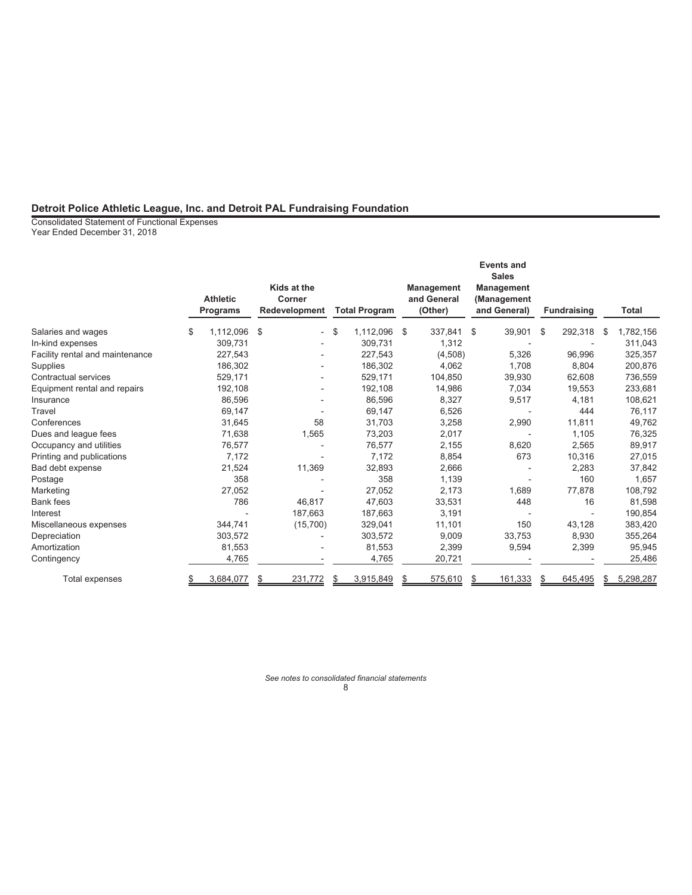## Detroit Police Athletic League, Inc. and Detroit PAL Fundraising Foundation

Consolidated Statement of Functional Expenses
Year Ended December 31, 2018

| | Athletic Programs | Kids at the Corner Redevelopment | Total Program | Management and General (Other) | Events and Sales Management (Management and General) | Fundraising | Total |
|---|---|---|---|---|---|---|---|
| Salaries and wages | $ 1,112,096 | $ - | $ 1,112,096 | $ 337,841 | $ 39,901 | $ 292,318 | $ 1,782,156 |
| In-kind expenses | 309,731 | - | 309,731 | 1,312 | - | - | 311,043 |
| Facility rental and maintenance | 227,543 | - | 227,543 | (4,508) | 5,326 | 96,996 | 325,357 |
| Supplies | 186,302 | - | 186,302 | 4,062 | 1,708 | 8,804 | 200,876 |
| Contractual services | 529,171 | - | 529,171 | 104,850 | 39,930 | 62,608 | 736,559 |
| Equipment rental and repairs | 192,108 | - | 192,108 | 14,986 | 7,034 | 19,553 | 233,681 |
| Insurance | 86,596 | - | 86,596 | 8,327 | 9,517 | 4,181 | 108,621 |
| Travel | 69,147 | - | 69,147 | 6,526 | - | 444 | 76,117 |
| Conferences | 31,645 | 58 | 31,703 | 3,258 | 2,990 | 11,811 | 49,762 |
| Dues and league fees | 71,638 | 1,565 | 73,203 | 2,017 | - | 1,105 | 76,325 |
| Occupancy and utilities | 76,577 | - | 76,577 | 2,155 | 8,620 | 2,565 | 89,917 |
| Printing and publications | 7,172 | - | 7,172 | 8,854 | 673 | 10,316 | 27,015 |
| Bad debt expense | 21,524 | 11,369 | 32,893 | 2,666 | - | 2,283 | 37,842 |
| Postage | 358 | - | 358 | 1,139 | - | 160 | 1,657 |
| Marketing | 27,052 | - | 27,052 | 2,173 | 1,689 | 77,878 | 108,792 |
| Bank fees | 786 | 46,817 | 47,603 | 33,531 | 448 | 16 | 81,598 |
| Interest | - | 187,663 | 187,663 | 3,191 | - | - | 190,854 |
| Miscellaneous expenses | 344,741 | (15,700) | 329,041 | 11,101 | 150 | 43,128 | 383,420 |
| Depreciation | 303,572 | - | 303,572 | 9,009 | 33,753 | 8,930 | 355,264 |
| Amortization | 81,553 | - | 81,553 | 2,399 | 9,594 | 2,399 | 95,945 |
| Contingency | 4,765 | - | 4,765 | 20,721 | - | - | 25,486 |
| Total expenses | $ 3,684,077 | $ 231,772 | $ 3,915,849 | $ 575,610 | $ 161,333 | $ 645,495 | $ 5,298,287 |

*See notes to consolidated financial statements*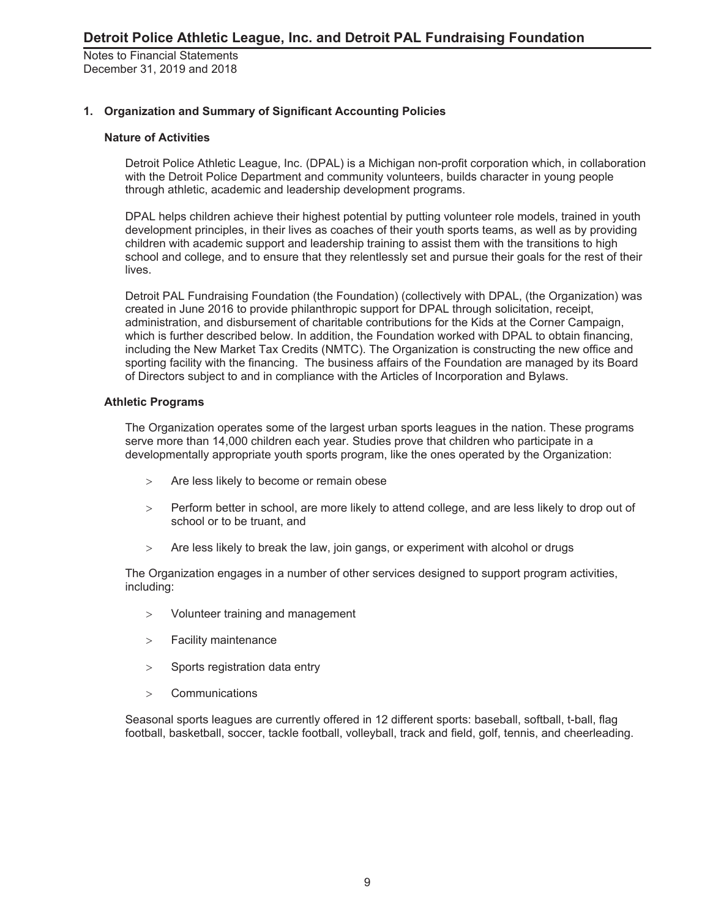# Detroit Police Athletic League, Inc. and Detroit PAL Fundraising Foundation

Notes to Financial Statements
December 31, 2019 and 2018

## 1. Organization and Summary of Significant Accounting Policies

### Nature of Activities

Detroit Police Athletic League, Inc. (DPAL) is a Michigan non-profit corporation which, in collaboration with the Detroit Police Department and community volunteers, builds character in young people through athletic, academic and leadership development programs.

DPAL helps children achieve their highest potential by putting volunteer role models, trained in youth development principles, in their lives as coaches of their youth sports teams, as well as by providing children with academic support and leadership training to assist them with the transitions to high school and college, and to ensure that they relentlessly set and pursue their goals for the rest of their lives.

Detroit PAL Fundraising Foundation (the Foundation) (collectively with DPAL, (the Organization) was created in June 2016 to provide philanthropic support for DPAL through solicitation, receipt, administration, and disbursement of charitable contributions for the Kids at the Corner Campaign, which is further described below. In addition, the Foundation worked with DPAL to obtain financing, including the New Market Tax Credits (NMTC). The Organization is constructing the new office and sporting facility with the financing. The business affairs of the Foundation are managed by its Board of Directors subject to and in compliance with the Articles of Incorporation and Bylaws.

### Athletic Programs

The Organization operates some of the largest urban sports leagues in the nation. These programs serve more than 14,000 children each year. Studies prove that children who participate in a developmentally appropriate youth sports program, like the ones operated by the Organization:

- Are less likely to become or remain obese
- Perform better in school, are more likely to attend college, and are less likely to drop out of school or to be truant, and
- Are less likely to break the law, join gangs, or experiment with alcohol or drugs

The Organization engages in a number of other services designed to support program activities, including:

- Volunteer training and management
- Facility maintenance
- Sports registration data entry
- Communications

Seasonal sports leagues are currently offered in 12 different sports: baseball, softball, t-ball, flag football, basketball, soccer, tackle football, volleyball, track and field, golf, tennis, and cheerleading.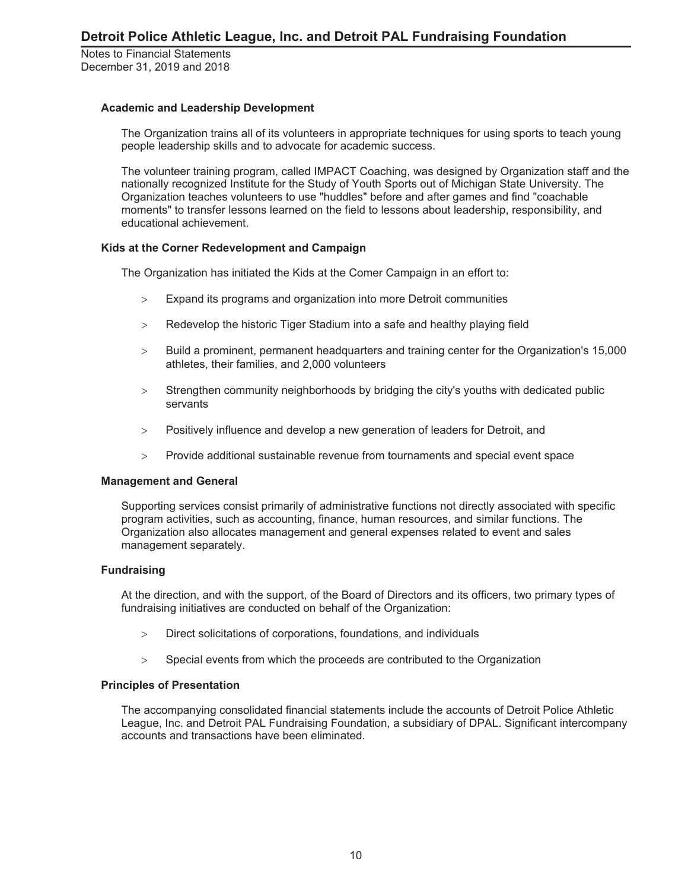### Academic and Leadership Development

The Organization trains all of its volunteers in appropriate techniques for using sports to teach young people leadership skills and to advocate for academic success.

The volunteer training program, called IMPACT Coaching, was designed by Organization staff and the nationally recognized Institute for the Study of Youth Sports out of Michigan State University. The Organization teaches volunteers to use "huddles" before and after games and find "coachable moments" to transfer lessons learned on the field to lessons about leadership, responsibility, and educational achievement.

### Kids at the Corner Redevelopment and Campaign

The Organization has initiated the Kids at the Comer Campaign in an effort to:

- Expand its programs and organization into more Detroit communities
- Redevelop the historic Tiger Stadium into a safe and healthy playing field
- Build a prominent, permanent headquarters and training center for the Organization's 15,000 athletes, their families, and 2,000 volunteers
- Strengthen community neighborhoods by bridging the city's youths with dedicated public servants
- Positively influence and develop a new generation of leaders for Detroit, and
- Provide additional sustainable revenue from tournaments and special event space

### Management and General

Supporting services consist primarily of administrative functions not directly associated with specific program activities, such as accounting, finance, human resources, and similar functions. The Organization also allocates management and general expenses related to event and sales management separately.

### Fundraising

At the direction, and with the support, of the Board of Directors and its officers, two primary types of fundraising initiatives are conducted on behalf of the Organization:

- Direct solicitations of corporations, foundations, and individuals
- Special events from which the proceeds are contributed to the Organization

### Principles of Presentation

The accompanying consolidated financial statements include the accounts of Detroit Police Athletic League, Inc. and Detroit PAL Fundraising Foundation, a subsidiary of DPAL. Significant intercompany accounts and transactions have been eliminated.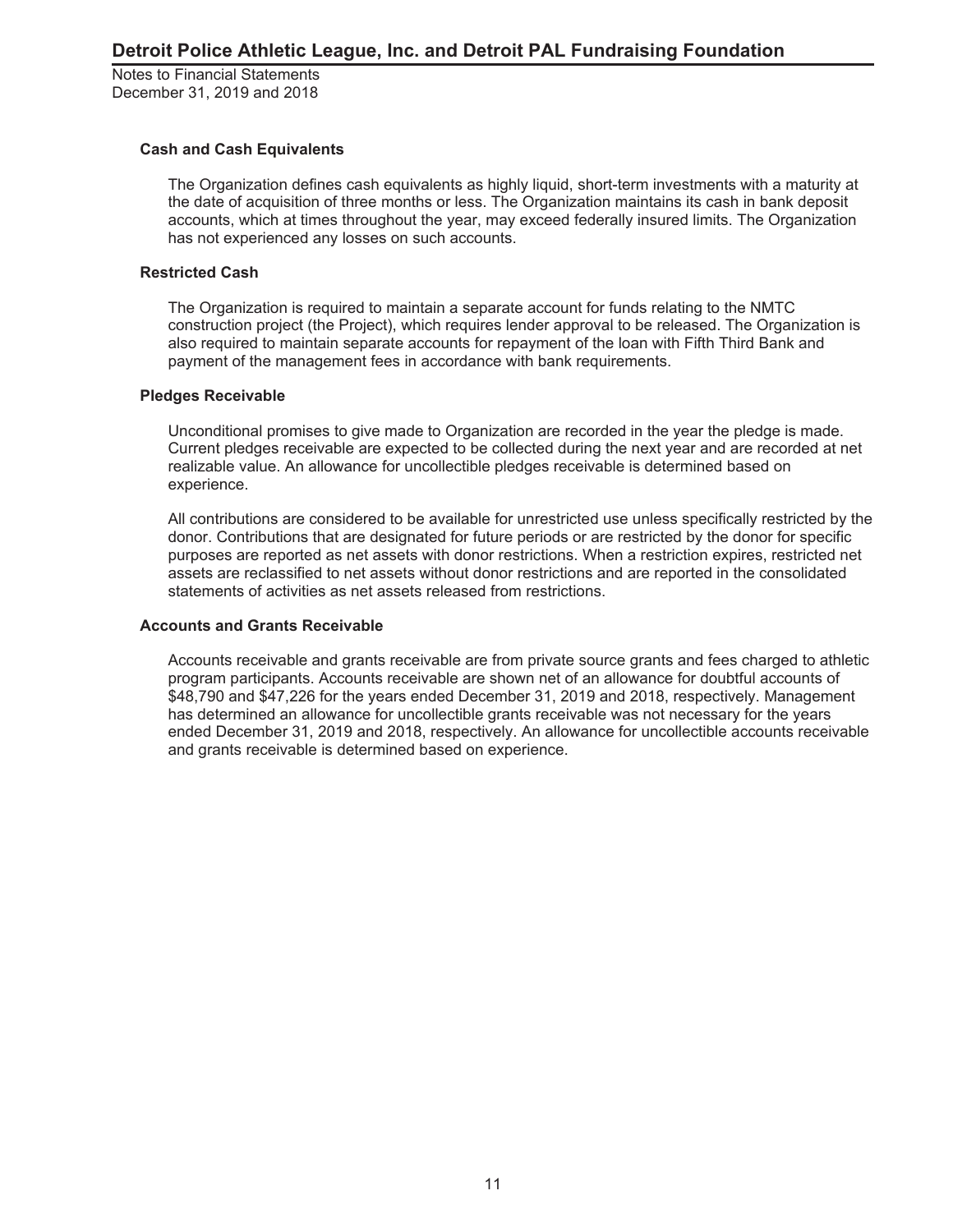### Cash and Cash Equivalents

The Organization defines cash equivalents as highly liquid, short-term investments with a maturity at the date of acquisition of three months or less. The Organization maintains its cash in bank deposit accounts, which at times throughout the year, may exceed federally insured limits. The Organization has not experienced any losses on such accounts.

### Restricted Cash

The Organization is required to maintain a separate account for funds relating to the NMTC construction project (the Project), which requires lender approval to be released. The Organization is also required to maintain separate accounts for repayment of the loan with Fifth Third Bank and payment of the management fees in accordance with bank requirements.

### Pledges Receivable

Unconditional promises to give made to Organization are recorded in the year the pledge is made. Current pledges receivable are expected to be collected during the next year and are recorded at net realizable value. An allowance for uncollectible pledges receivable is determined based on experience.

All contributions are considered to be available for unrestricted use unless specifically restricted by the donor. Contributions that are designated for future periods or are restricted by the donor for specific purposes are reported as net assets with donor restrictions. When a restriction expires, restricted net assets are reclassified to net assets without donor restrictions and are reported in the consolidated statements of activities as net assets released from restrictions.

### Accounts and Grants Receivable

Accounts receivable and grants receivable are from private source grants and fees charged to athletic program participants. Accounts receivable are shown net of an allowance for doubtful accounts of $48,790 and $47,226 for the years ended December 31, 2019 and 2018, respectively. Management has determined an allowance for uncollectible grants receivable was not necessary for the years ended December 31, 2019 and 2018, respectively. An allowance for uncollectible accounts receivable and grants receivable is determined based on experience.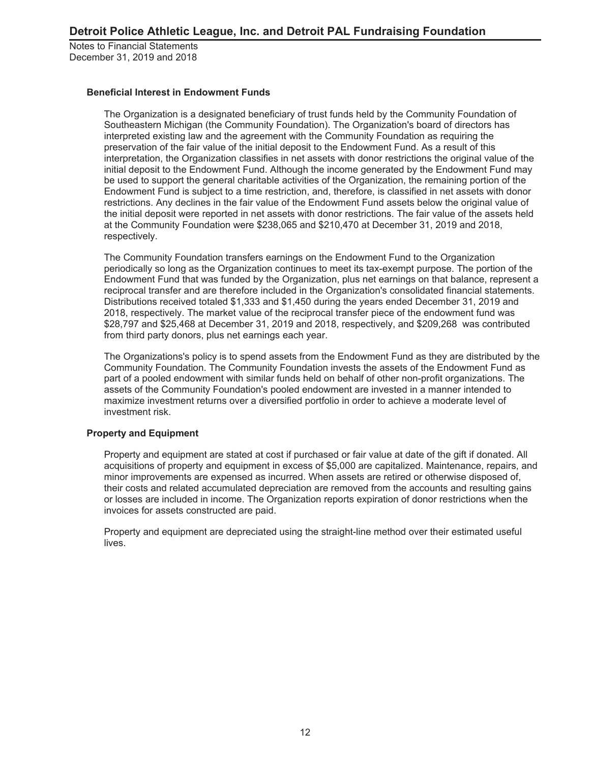### Beneficial Interest in Endowment Funds

The Organization is a designated beneficiary of trust funds held by the Community Foundation of Southeastern Michigan (the Community Foundation). The Organization's board of directors has interpreted existing law and the agreement with the Community Foundation as requiring the preservation of the fair value of the initial deposit to the Endowment Fund. As a result of this interpretation, the Organization classifies in net assets with donor restrictions the original value of the initial deposit to the Endowment Fund. Although the income generated by the Endowment Fund may be used to support the general charitable activities of the Organization, the remaining portion of the Endowment Fund is subject to a time restriction, and, therefore, is classified in net assets with donor restrictions. Any declines in the fair value of the Endowment Fund assets below the original value of the initial deposit were reported in net assets with donor restrictions. The fair value of the assets held at the Community Foundation were $238,065 and $210,470 at December 31, 2019 and 2018, respectively.

The Community Foundation transfers earnings on the Endowment Fund to the Organization periodically so long as the Organization continues to meet its tax-exempt purpose. The portion of the Endowment Fund that was funded by the Organization, plus net earnings on that balance, represent a reciprocal transfer and are therefore included in the Organization's consolidated financial statements. Distributions received totaled $1,333 and $1,450 during the years ended December 31, 2019 and 2018, respectively. The market value of the reciprocal transfer piece of the endowment fund was $28,797 and $25,468 at December 31, 2019 and 2018, respectively, and $209,268 was contributed from third party donors, plus net earnings each year.

The Organizations's policy is to spend assets from the Endowment Fund as they are distributed by the Community Foundation. The Community Foundation invests the assets of the Endowment Fund as part of a pooled endowment with similar funds held on behalf of other non-profit organizations. The assets of the Community Foundation's pooled endowment are invested in a manner intended to maximize investment returns over a diversified portfolio in order to achieve a moderate level of investment risk.

### Property and Equipment

Property and equipment are stated at cost if purchased or fair value at date of the gift if donated. All acquisitions of property and equipment in excess of $5,000 are capitalized. Maintenance, repairs, and minor improvements are expensed as incurred. When assets are retired or otherwise disposed of, their costs and related accumulated depreciation are removed from the accounts and resulting gains or losses are included in income. The Organization reports expiration of donor restrictions when the invoices for assets constructed are paid.

Property and equipment are depreciated using the straight-line method over their estimated useful lives.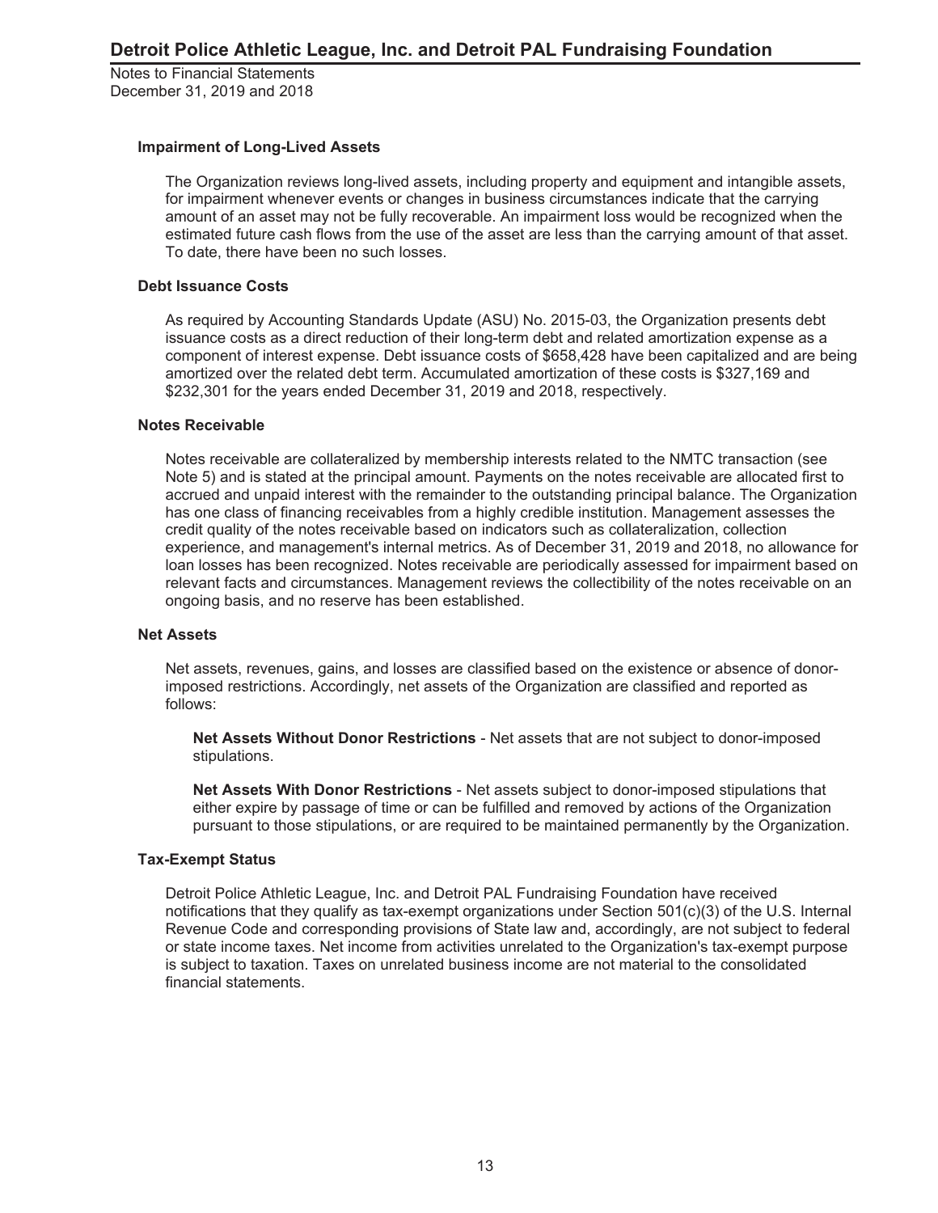#### Impairment of Long-Lived Assets

The Organization reviews long-lived assets, including property and equipment and intangible assets, for impairment whenever events or changes in business circumstances indicate that the carrying amount of an asset may not be fully recoverable. An impairment loss would be recognized when the estimated future cash flows from the use of the asset are less than the carrying amount of that asset. To date, there have been no such losses.

#### Debt Issuance Costs

As required by Accounting Standards Update (ASU) No. 2015-03, the Organization presents debt issuance costs as a direct reduction of their long-term debt and related amortization expense as a component of interest expense. Debt issuance costs of $658,428 have been capitalized and are being amortized over the related debt term. Accumulated amortization of these costs is $327,169 and $232,301 for the years ended December 31, 2019 and 2018, respectively.

#### Notes Receivable

Notes receivable are collateralized by membership interests related to the NMTC transaction (see Note 5) and is stated at the principal amount. Payments on the notes receivable are allocated first to accrued and unpaid interest with the remainder to the outstanding principal balance. The Organization has one class of financing receivables from a highly credible institution. Management assesses the credit quality of the notes receivable based on indicators such as collateralization, collection experience, and management's internal metrics. As of December 31, 2019 and 2018, no allowance for loan losses has been recognized. Notes receivable are periodically assessed for impairment based on relevant facts and circumstances. Management reviews the collectibility of the notes receivable on an ongoing basis, and no reserve has been established.

#### Net Assets

Net assets, revenues, gains, and losses are classified based on the existence or absence of donor-imposed restrictions. Accordingly, net assets of the Organization are classified and reported as follows:

**Net Assets Without Donor Restrictions** - Net assets that are not subject to donor-imposed stipulations.

**Net Assets With Donor Restrictions** - Net assets subject to donor-imposed stipulations that either expire by passage of time or can be fulfilled and removed by actions of the Organization pursuant to those stipulations, or are required to be maintained permanently by the Organization.

#### Tax-Exempt Status

Detroit Police Athletic League, Inc. and Detroit PAL Fundraising Foundation have received notifications that they qualify as tax-exempt organizations under Section 501(c)(3) of the U.S. Internal Revenue Code and corresponding provisions of State law and, accordingly, are not subject to federal or state income taxes. Net income from activities unrelated to the Organization's tax-exempt purpose is subject to taxation. Taxes on unrelated business income are not material to the consolidated financial statements.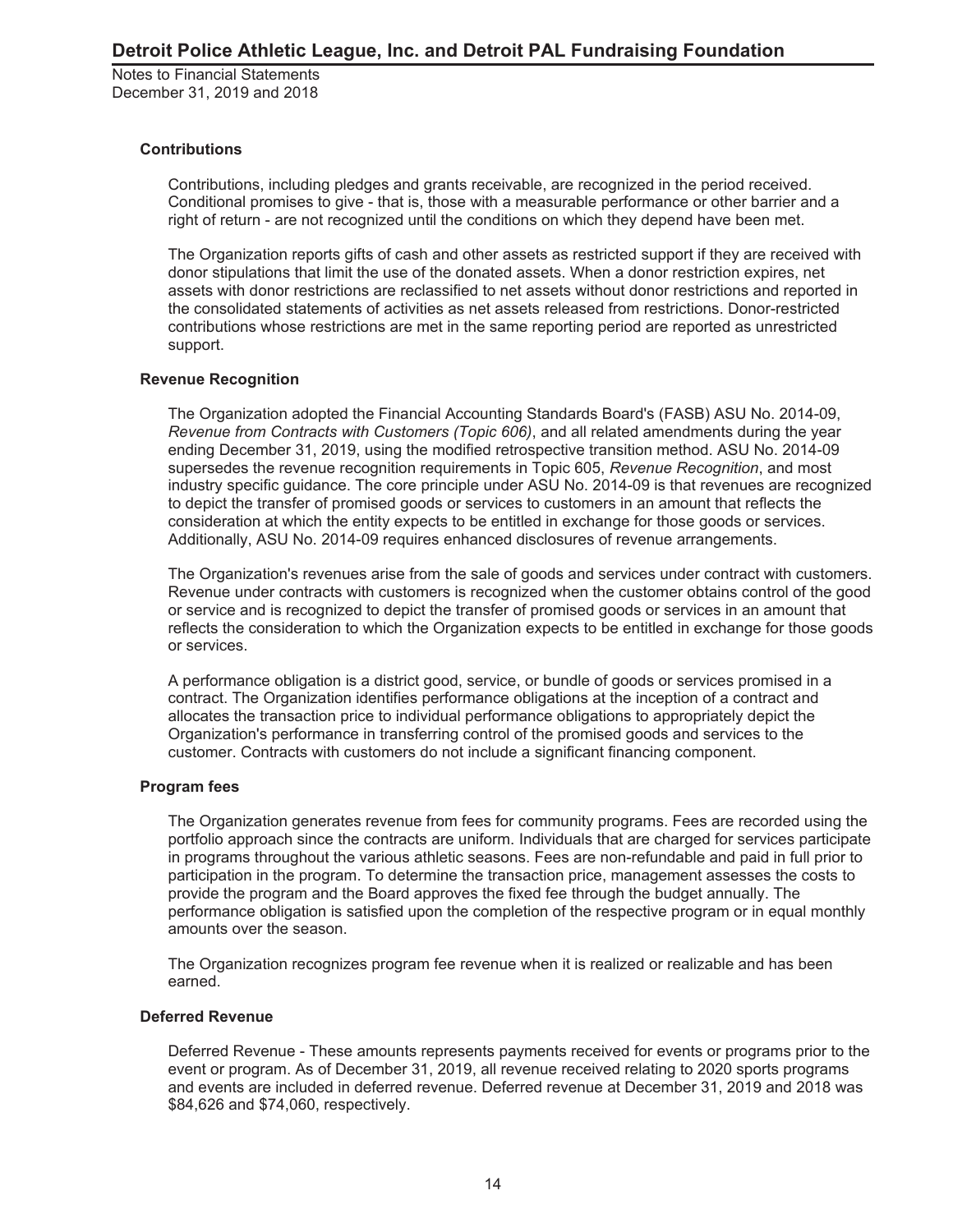#### Contributions

Contributions, including pledges and grants receivable, are recognized in the period received. Conditional promises to give - that is, those with a measurable performance or other barrier and a right of return - are not recognized until the conditions on which they depend have been met.

The Organization reports gifts of cash and other assets as restricted support if they are received with donor stipulations that limit the use of the donated assets. When a donor restriction expires, net assets with donor restrictions are reclassified to net assets without donor restrictions and reported in the consolidated statements of activities as net assets released from restrictions. Donor-restricted contributions whose restrictions are met in the same reporting period are reported as unrestricted support.

#### Revenue Recognition

The Organization adopted the Financial Accounting Standards Board's (FASB) ASU No. 2014-09, *Revenue from Contracts with Customers (Topic 606)*, and all related amendments during the year ending December 31, 2019, using the modified retrospective transition method. ASU No. 2014-09 supersedes the revenue recognition requirements in Topic 605, *Revenue Recognition*, and most industry specific guidance. The core principle under ASU No. 2014-09 is that revenues are recognized to depict the transfer of promised goods or services to customers in an amount that reflects the consideration at which the entity expects to be entitled in exchange for those goods or services. Additionally, ASU No. 2014-09 requires enhanced disclosures of revenue arrangements.

The Organization's revenues arise from the sale of goods and services under contract with customers. Revenue under contracts with customers is recognized when the customer obtains control of the good or service and is recognized to depict the transfer of promised goods or services in an amount that reflects the consideration to which the Organization expects to be entitled in exchange for those goods or services.

A performance obligation is a district good, service, or bundle of goods or services promised in a contract. The Organization identifies performance obligations at the inception of a contract and allocates the transaction price to individual performance obligations to appropriately depict the Organization's performance in transferring control of the promised goods and services to the customer. Contracts with customers do not include a significant financing component.

#### Program fees

The Organization generates revenue from fees for community programs. Fees are recorded using the portfolio approach since the contracts are uniform. Individuals that are charged for services participate in programs throughout the various athletic seasons. Fees are non-refundable and paid in full prior to participation in the program. To determine the transaction price, management assesses the costs to provide the program and the Board approves the fixed fee through the budget annually. The performance obligation is satisfied upon the completion of the respective program or in equal monthly amounts over the season.

The Organization recognizes program fee revenue when it is realized or realizable and has been earned.

#### Deferred Revenue

Deferred Revenue - These amounts represents payments received for events or programs prior to the event or program. As of December 31, 2019, all revenue received relating to 2020 sports programs and events are included in deferred revenue. Deferred revenue at December 31, 2019 and 2018 was $84,626 and $74,060, respectively.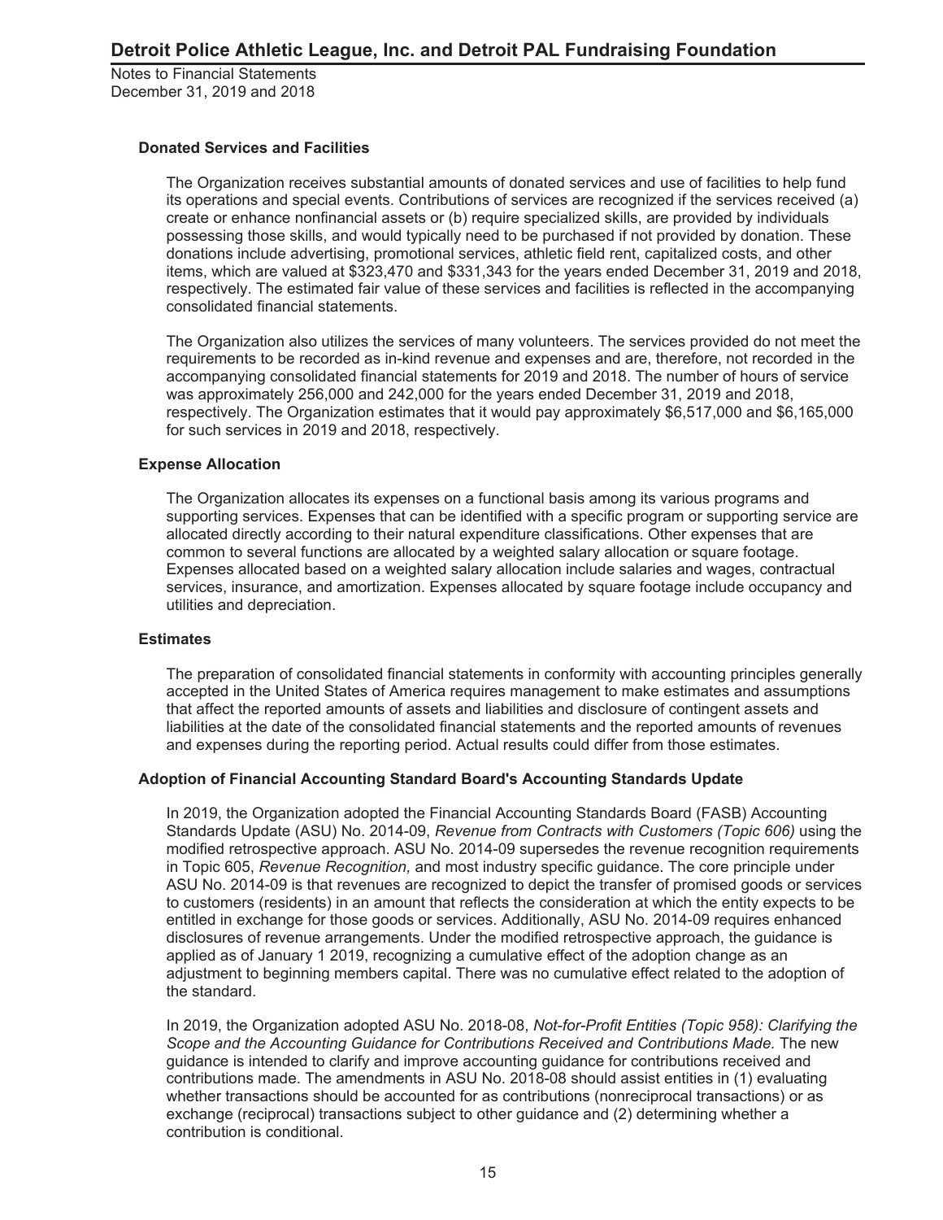### Donated Services and Facilities

The Organization receives substantial amounts of donated services and use of facilities to help fund its operations and special events. Contributions of services are recognized if the services received (a) create or enhance nonfinancial assets or (b) require specialized skills, are provided by individuals possessing those skills, and would typically need to be purchased if not provided by donation. These donations include advertising, promotional services, athletic field rent, capitalized costs, and other items, which are valued at $323,470 and $331,343 for the years ended December 31, 2019 and 2018, respectively. The estimated fair value of these services and facilities is reflected in the accompanying consolidated financial statements.

The Organization also utilizes the services of many volunteers. The services provided do not meet the requirements to be recorded as in-kind revenue and expenses and are, therefore, not recorded in the accompanying consolidated financial statements for 2019 and 2018. The number of hours of service was approximately 256,000 and 242,000 for the years ended December 31, 2019 and 2018, respectively. The Organization estimates that it would pay approximately $6,517,000 and $6,165,000 for such services in 2019 and 2018, respectively.

### Expense Allocation

The Organization allocates its expenses on a functional basis among its various programs and supporting services. Expenses that can be identified with a specific program or supporting service are allocated directly according to their natural expenditure classifications. Other expenses that are common to several functions are allocated by a weighted salary allocation or square footage. Expenses allocated based on a weighted salary allocation include salaries and wages, contractual services, insurance, and amortization. Expenses allocated by square footage include occupancy and utilities and depreciation.

### Estimates

The preparation of consolidated financial statements in conformity with accounting principles generally accepted in the United States of America requires management to make estimates and assumptions that affect the reported amounts of assets and liabilities and disclosure of contingent assets and liabilities at the date of the consolidated financial statements and the reported amounts of revenues and expenses during the reporting period. Actual results could differ from those estimates.

### Adoption of Financial Accounting Standard Board's Accounting Standards Update

In 2019, the Organization adopted the Financial Accounting Standards Board (FASB) Accounting Standards Update (ASU) No. 2014-09, *Revenue from Contracts with Customers (Topic 606)* using the modified retrospective approach. ASU No. 2014-09 supersedes the revenue recognition requirements in Topic 605, *Revenue Recognition,* and most industry specific guidance. The core principle under ASU No. 2014-09 is that revenues are recognized to depict the transfer of promised goods or services to customers (residents) in an amount that reflects the consideration at which the entity expects to be entitled in exchange for those goods or services. Additionally, ASU No. 2014-09 requires enhanced disclosures of revenue arrangements. Under the modified retrospective approach, the guidance is applied as of January 1 2019, recognizing a cumulative effect of the adoption change as an adjustment to beginning members capital. There was no cumulative effect related to the adoption of the standard.

In 2019, the Organization adopted ASU No. 2018-08, *Not-for-Profit Entities (Topic 958): Clarifying the Scope and the Accounting Guidance for Contributions Received and Contributions Made.* The new guidance is intended to clarify and improve accounting guidance for contributions received and contributions made. The amendments in ASU No. 2018-08 should assist entities in (1) evaluating whether transactions should be accounted for as contributions (nonreciprocal transactions) or as exchange (reciprocal) transactions subject to other guidance and (2) determining whether a contribution is conditional.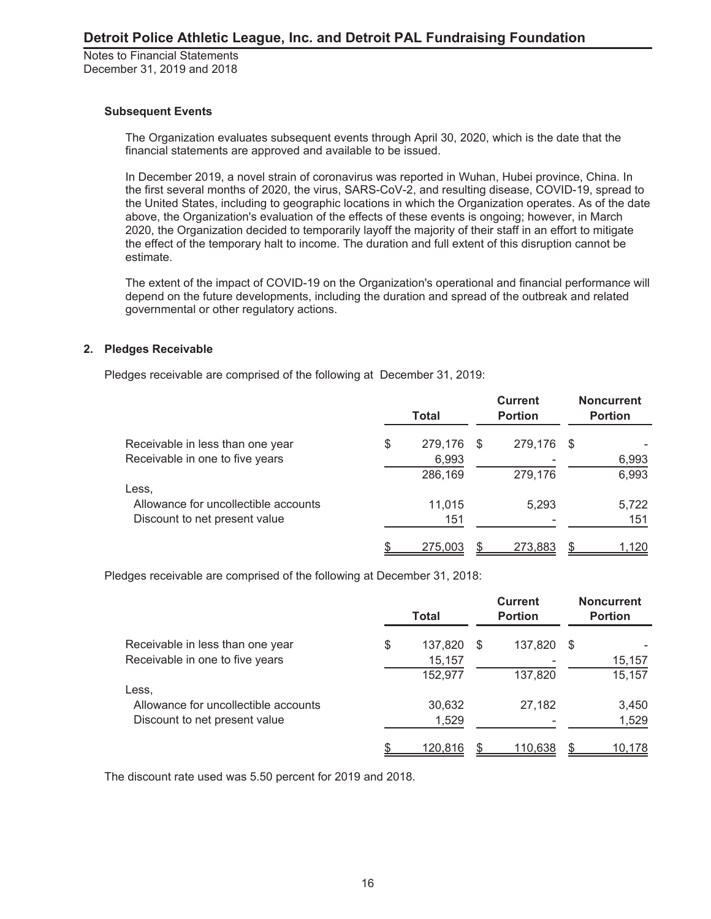### Subsequent Events

The Organization evaluates subsequent events through April 30, 2020, which is the date that the financial statements are approved and available to be issued.

In December 2019, a novel strain of coronavirus was reported in Wuhan, Hubei province, China. In the first several months of 2020, the virus, SARS-CoV-2, and resulting disease, COVID-19, spread to the United States, including to geographic locations in which the Organization operates. As of the date above, the Organization's evaluation of the effects of these events is ongoing; however, in March 2020, the Organization decided to temporarily layoff the majority of their staff in an effort to mitigate the effect of the temporary halt to income. The duration and full extent of this disruption cannot be estimate.

The extent of the impact of COVID-19 on the Organization's operational and financial performance will depend on the future developments, including the duration and spread of the outbreak and related governmental or other regulatory actions.

## 2. Pledges Receivable

Pledges receivable are comprised of the following at December 31, 2019:

| | Total | Current Portion | Noncurrent Portion |
|---|---|---|---|
| Receivable in less than one year | $ 279,176 | $ 279,176 | $ - |
| Receivable in one to five years | 6,993 | - | 6,993 |
| | 286,169 | 279,176 | 6,993 |
| Less, | | | |
| Allowance for uncollectible accounts | 11,015 | 5,293 | 5,722 |
| Discount to net present value | 151 | - | 151 |
| | $ 275,003 | $ 273,883 | $ 1,120 |

Pledges receivable are comprised of the following at December 31, 2018:

| | Total | Current Portion | Noncurrent Portion |
|---|---|---|---|
| Receivable in less than one year | $ 137,820 | $ 137,820 | $ - |
| Receivable in one to five years | 15,157 | - | 15,157 |
| | 152,977 | 137,820 | 15,157 |
| Less, | | | |
| Allowance for uncollectible accounts | 30,632 | 27,182 | 3,450 |
| Discount to net present value | 1,529 | - | 1,529 |
| | $ 120,816 | $ 110,638 | $ 10,178 |

The discount rate used was 5.50 percent for 2019 and 2018.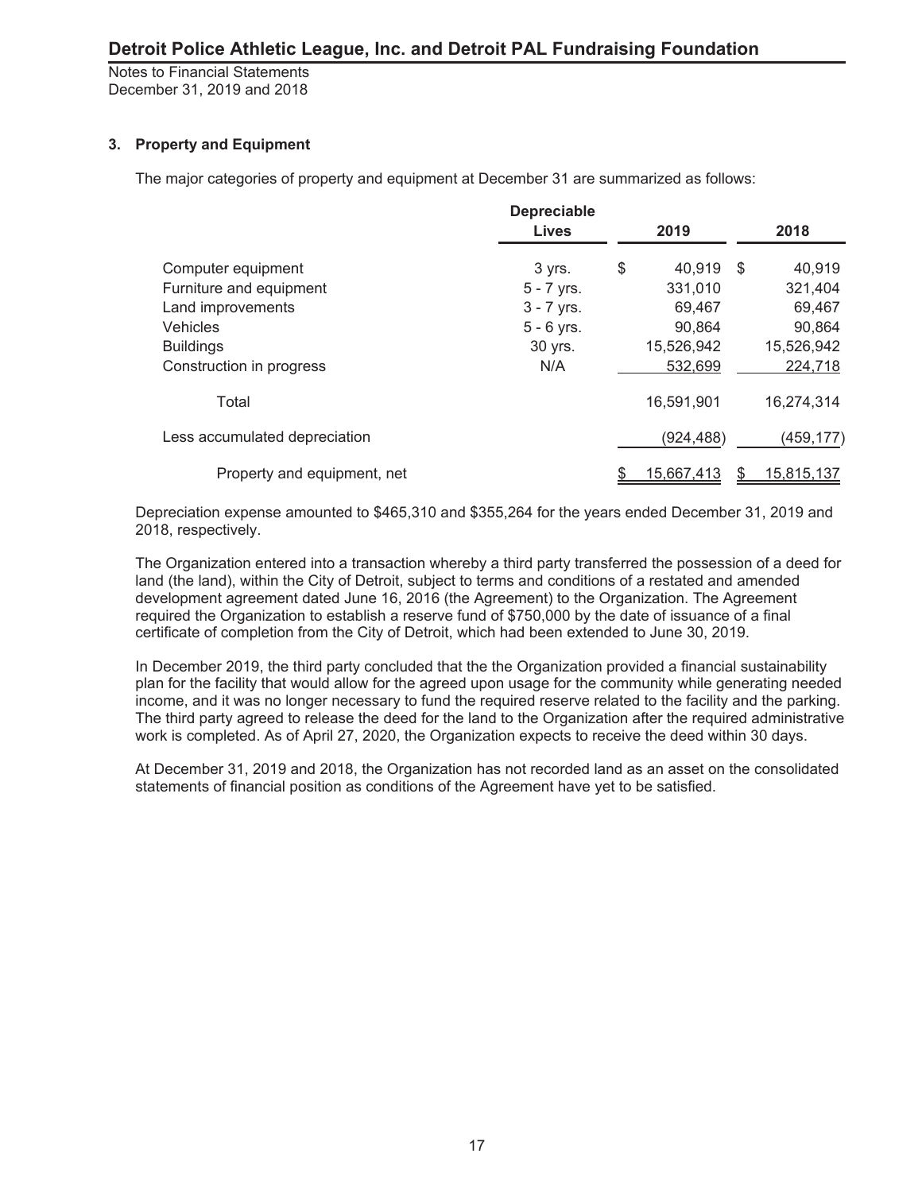### 3. Property and Equipment

The major categories of property and equipment at December 31 are summarized as follows:

| | Depreciable Lives | 2019 | 2018 |
|---|---|---|---|
| Computer equipment | 3 yrs. | $ 40,919 | $ 40,919 |
| Furniture and equipment | 5 - 7 yrs. | 331,010 | 321,404 |
| Land improvements | 3 - 7 yrs. | 69,467 | 69,467 |
| Vehicles | 5 - 6 yrs. | 90,864 | 90,864 |
| Buildings | 30 yrs. | 15,526,942 | 15,526,942 |
| Construction in progress | N/A | 532,699 | 224,718 |
| Total | | 16,591,901 | 16,274,314 |
| Less accumulated depreciation | | (924,488) | (459,177) |
| Property and equipment, net | | $ 15,667,413 | $ 15,815,137 |

Depreciation expense amounted to $465,310 and $355,264 for the years ended December 31, 2019 and 2018, respectively.

The Organization entered into a transaction whereby a third party transferred the possession of a deed for land (the land), within the City of Detroit, subject to terms and conditions of a restated and amended development agreement dated June 16, 2016 (the Agreement) to the Organization. The Agreement required the Organization to establish a reserve fund of $750,000 by the date of issuance of a final certificate of completion from the City of Detroit, which had been extended to June 30, 2019.

In December 2019, the third party concluded that the the Organization provided a financial sustainability plan for the facility that would allow for the agreed upon usage for the community while generating needed income, and it was no longer necessary to fund the required reserve related to the facility and the parking. The third party agreed to release the deed for the land to the Organization after the required administrative work is completed. As of April 27, 2020, the Organization expects to receive the deed within 30 days.

At December 31, 2019 and 2018, the Organization has not recorded land as an asset on the consolidated statements of financial position as conditions of the Agreement have yet to be satisfied.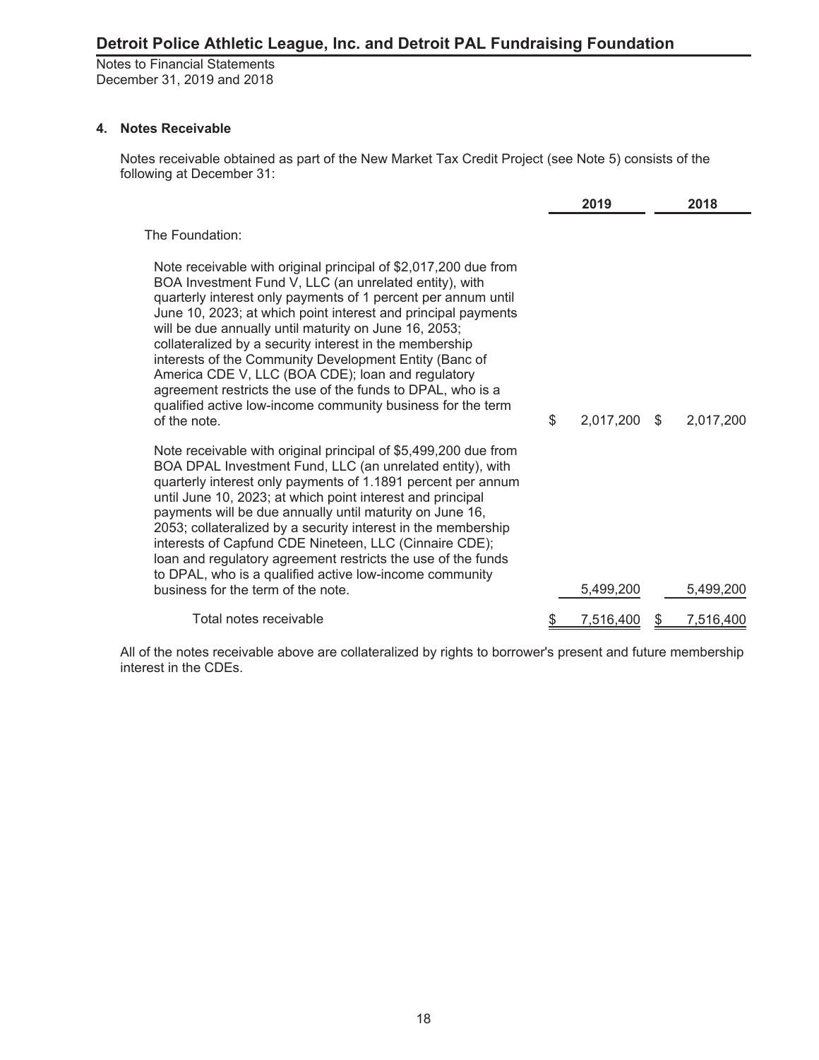## 4. Notes Receivable

Notes receivable obtained as part of the New Market Tax Credit Project (see Note 5) consists of the following at December 31:

| | 2019 | 2018 |
|---|---|---|
| The Foundation: | | |
| Note receivable with original principal of $2,017,200 due from BOA Investment Fund V, LLC (an unrelated entity), with quarterly interest only payments of 1 percent per annum until June 10, 2023; at which point interest and principal payments will be due annually until maturity on June 16, 2053; collateralized by a security interest in the membership interests of the Community Development Entity (Banc of America CDE V, LLC (BOA CDE); loan and regulatory agreement restricts the use of the funds to DPAL, who is a qualified active low-income community business for the term of the note. | $ 2,017,200 | $ 2,017,200 |
| Note receivable with original principal of $5,499,200 due from BOA DPAL Investment Fund, LLC (an unrelated entity), with quarterly interest only payments of 1.1891 percent per annum until June 10, 2023; at which point interest and principal payments will be due annually until maturity on June 16, 2053; collateralized by a security interest in the membership interests of Capfund CDE Nineteen, LLC (Cinnaire CDE); loan and regulatory agreement restricts the use of the funds to DPAL, who is a qualified active low-income community business for the term of the note. | 5,499,200 | 5,499,200 |
| Total notes receivable | $ 7,516,400 | $ 7,516,400 |

All of the notes receivable above are collateralized by rights to borrower's present and future membership interest in the CDEs.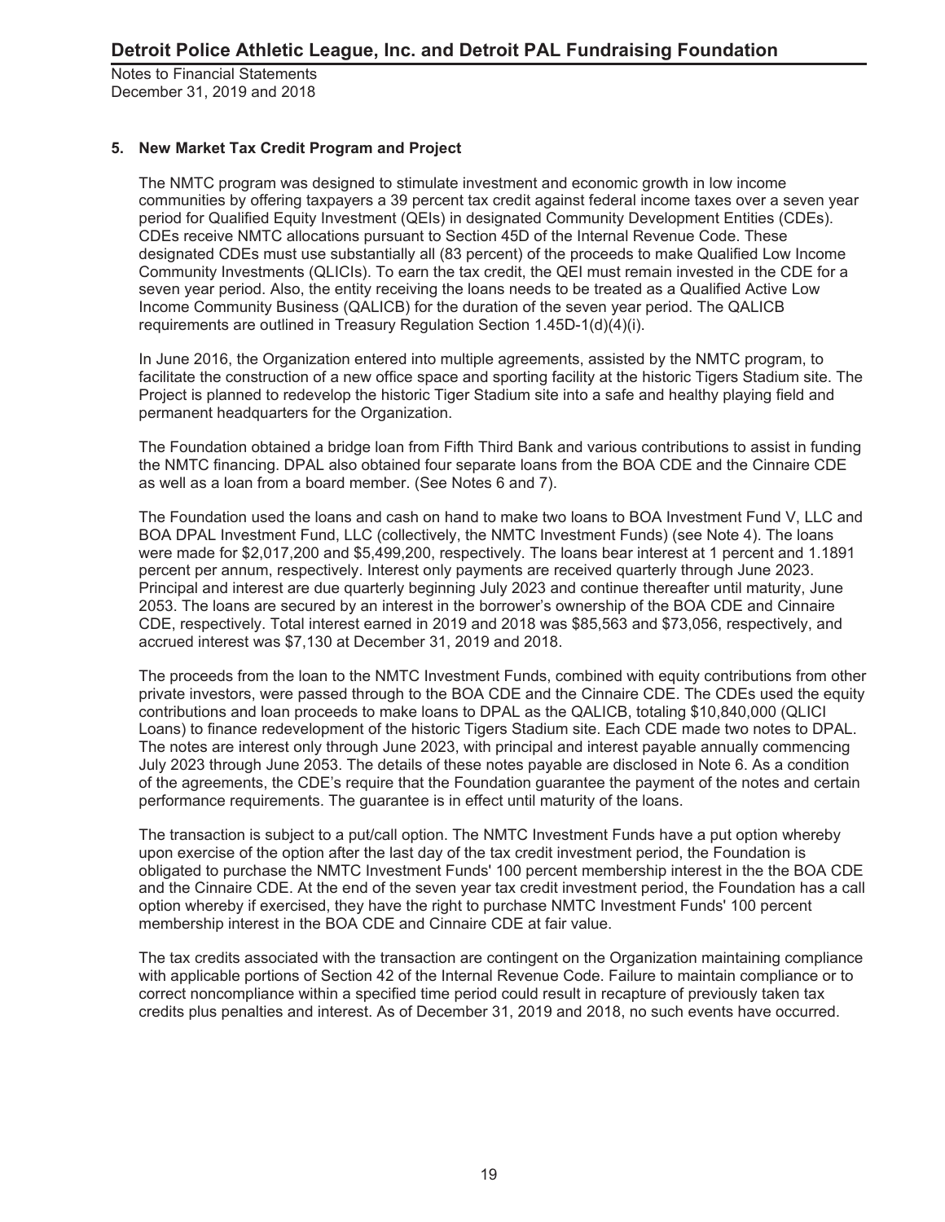## 5. New Market Tax Credit Program and Project

The NMTC program was designed to stimulate investment and economic growth in low income communities by offering taxpayers a 39 percent tax credit against federal income taxes over a seven year period for Qualified Equity Investment (QEIs) in designated Community Development Entities (CDEs). CDEs receive NMTC allocations pursuant to Section 45D of the Internal Revenue Code. These designated CDEs must use substantially all (83 percent) of the proceeds to make Qualified Low Income Community Investments (QLICIs). To earn the tax credit, the QEI must remain invested in the CDE for a seven year period. Also, the entity receiving the loans needs to be treated as a Qualified Active Low Income Community Business (QALICB) for the duration of the seven year period. The QALICB requirements are outlined in Treasury Regulation Section 1.45D-1(d)(4)(i).

In June 2016, the Organization entered into multiple agreements, assisted by the NMTC program, to facilitate the construction of a new office space and sporting facility at the historic Tigers Stadium site. The Project is planned to redevelop the historic Tiger Stadium site into a safe and healthy playing field and permanent headquarters for the Organization.

The Foundation obtained a bridge loan from Fifth Third Bank and various contributions to assist in funding the NMTC financing. DPAL also obtained four separate loans from the BOA CDE and the Cinnaire CDE as well as a loan from a board member. (See Notes 6 and 7).

The Foundation used the loans and cash on hand to make two loans to BOA Investment Fund V, LLC and BOA DPAL Investment Fund, LLC (collectively, the NMTC Investment Funds) (see Note 4). The loans were made for $2,017,200 and $5,499,200, respectively. The loans bear interest at 1 percent and 1.1891 percent per annum, respectively. Interest only payments are received quarterly through June 2023. Principal and interest are due quarterly beginning July 2023 and continue thereafter until maturity, June 2053. The loans are secured by an interest in the borrower's ownership of the BOA CDE and Cinnaire CDE, respectively. Total interest earned in 2019 and 2018 was $85,563 and $73,056, respectively, and accrued interest was $7,130 at December 31, 2019 and 2018.

The proceeds from the loan to the NMTC Investment Funds, combined with equity contributions from other private investors, were passed through to the BOA CDE and the Cinnaire CDE. The CDEs used the equity contributions and loan proceeds to make loans to DPAL as the QALICB, totaling $10,840,000 (QLICI Loans) to finance redevelopment of the historic Tigers Stadium site. Each CDE made two notes to DPAL. The notes are interest only through June 2023, with principal and interest payable annually commencing July 2023 through June 2053. The details of these notes payable are disclosed in Note 6. As a condition of the agreements, the CDE's require that the Foundation guarantee the payment of the notes and certain performance requirements. The guarantee is in effect until maturity of the loans.

The transaction is subject to a put/call option. The NMTC Investment Funds have a put option whereby upon exercise of the option after the last day of the tax credit investment period, the Foundation is obligated to purchase the NMTC Investment Funds' 100 percent membership interest in the the BOA CDE and the Cinnaire CDE. At the end of the seven year tax credit investment period, the Foundation has a call option whereby if exercised, they have the right to purchase NMTC Investment Funds' 100 percent membership interest in the BOA CDE and Cinnaire CDE at fair value.

The tax credits associated with the transaction are contingent on the Organization maintaining compliance with applicable portions of Section 42 of the Internal Revenue Code. Failure to maintain compliance or to correct noncompliance within a specified time period could result in recapture of previously taken tax credits plus penalties and interest. As of December 31, 2019 and 2018, no such events have occurred.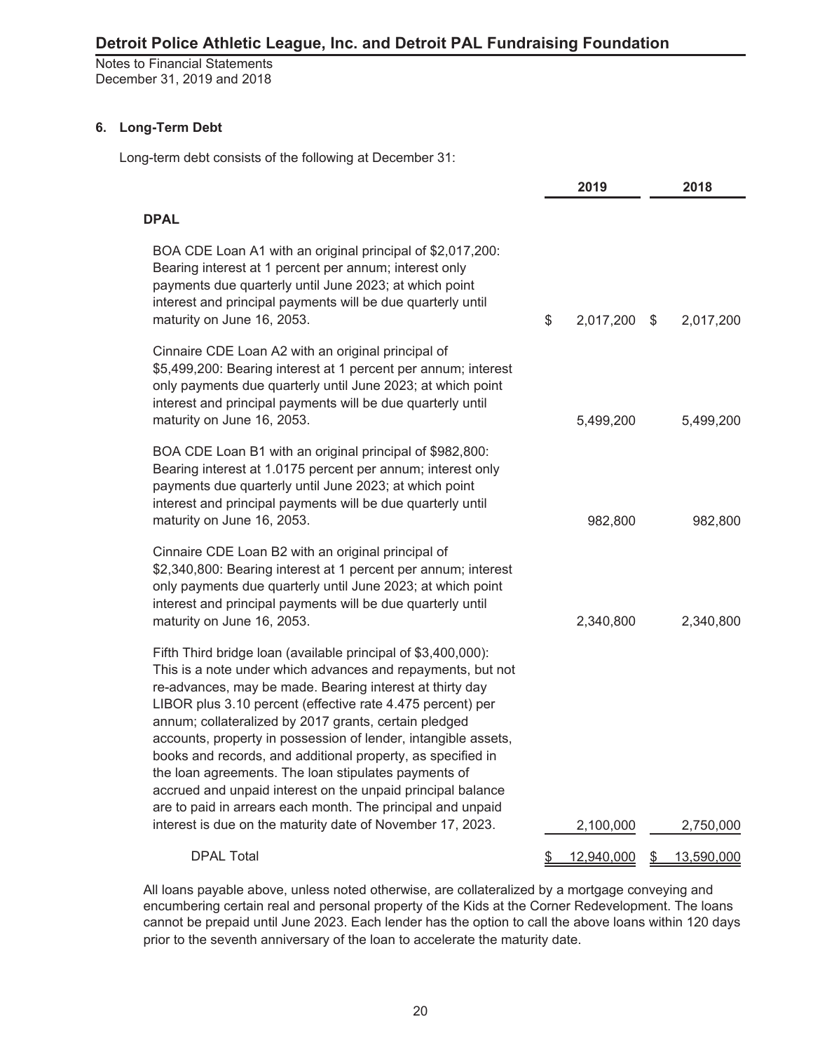## 6. Long-Term Debt

Long-term debt consists of the following at December 31:

| | 2019 | 2018 |
|---|---|---|
| **DPAL** | | |
| BOA CDE Loan A1 with an original principal of $2,017,200: Bearing interest at 1 percent per annum; interest only payments due quarterly until June 2023; at which point interest and principal payments will be due quarterly until maturity on June 16, 2053. | $ 2,017,200 | $ 2,017,200 |
| Cinnaire CDE Loan A2 with an original principal of $5,499,200: Bearing interest at 1 percent per annum; interest only payments due quarterly until June 2023; at which point interest and principal payments will be due quarterly until maturity on June 16, 2053. | 5,499,200 | 5,499,200 |
| BOA CDE Loan B1 with an original principal of $982,800: Bearing interest at 1.0175 percent per annum; interest only payments due quarterly until June 2023; at which point interest and principal payments will be due quarterly until maturity on June 16, 2053. | 982,800 | 982,800 |
| Cinnaire CDE Loan B2 with an original principal of $2,340,800: Bearing interest at 1 percent per annum; interest only payments due quarterly until June 2023; at which point interest and principal payments will be due quarterly until maturity on June 16, 2053. | 2,340,800 | 2,340,800 |
| Fifth Third bridge loan (available principal of $3,400,000): This is a note under which advances and repayments, but not re-advances, may be made. Bearing interest at thirty day LIBOR plus 3.10 percent (effective rate 4.475 percent) per annum; collateralized by 2017 grants, certain pledged accounts, property in possession of lender, intangible assets, books and records, and additional property, as specified in the loan agreements. The loan stipulates payments of accrued and unpaid interest on the unpaid principal balance are to paid in arrears each month. The principal and unpaid interest is due on the maturity date of November 17, 2023. | 2,100,000 | 2,750,000 |
| DPAL Total | $ 12,940,000 | $ 13,590,000 |

All loans payable above, unless noted otherwise, are collateralized by a mortgage conveying and encumbering certain real and personal property of the Kids at the Corner Redevelopment. The loans cannot be prepaid until June 2023. Each lender has the option to call the above loans within 120 days prior to the seventh anniversary of the loan to accelerate the maturity date.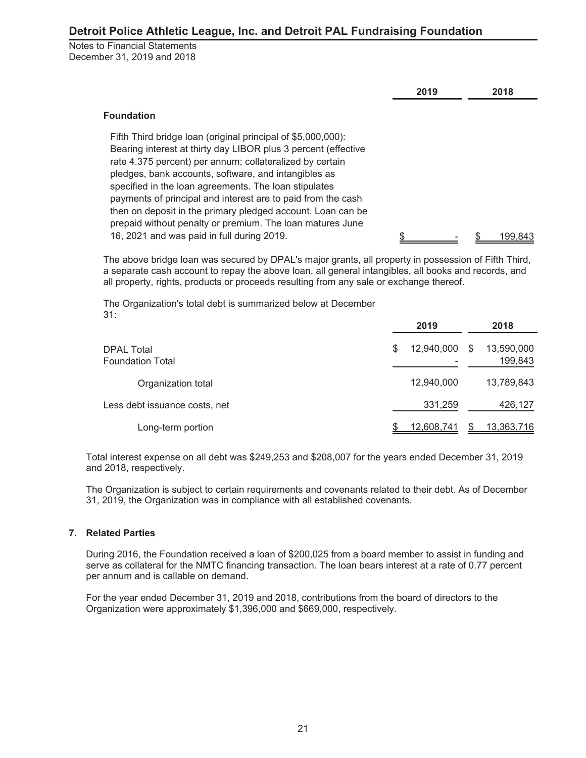| | 2019 | 2018 |
|---|---|---|
| **Foundation** | | |
| Fifth Third bridge loan (original principal of $5,000,000): Bearing interest at thirty day LIBOR plus 3 percent (effective rate 4.375 percent) per annum; collateralized by certain pledges, bank accounts, software, and intangibles as specified in the loan agreements. The loan stipulates payments of principal and interest are to paid from the cash then on deposit in the primary pledged account. Loan can be prepaid without penalty or premium. The loan matures June 16, 2021 and was paid in full during 2019. | $ - | $ 199,843 |

The above bridge loan was secured by DPAL's major grants, all property in possession of Fifth Third, a separate cash account to repay the above loan, all general intangibles, all books and records, and all property, rights, products or proceeds resulting from any sale or exchange thereof.

The Organization's total debt is summarized below at December 31:

| | 2019 | 2018 |
|---|---|---|
| DPAL Total | $ 12,940,000 | $ 13,590,000 |
| Foundation Total | - | 199,843 |
| Organization total | 12,940,000 | 13,789,843 |
| Less debt issuance costs, net | 331,259 | 426,127 |
| Long-term portion | $ 12,608,741 | $ 13,363,716 |

Total interest expense on all debt was $249,253 and $208,007 for the years ended December 31, 2019 and 2018, respectively.

The Organization is subject to certain requirements and covenants related to their debt. As of December 31, 2019, the Organization was in compliance with all established covenants.

## 7. Related Parties

During 2016, the Foundation received a loan of $200,025 from a board member to assist in funding and serve as collateral for the NMTC financing transaction. The loan bears interest at a rate of 0.77 percent per annum and is callable on demand.

For the year ended December 31, 2019 and 2018, contributions from the board of directors to the Organization were approximately $1,396,000 and $669,000, respectively.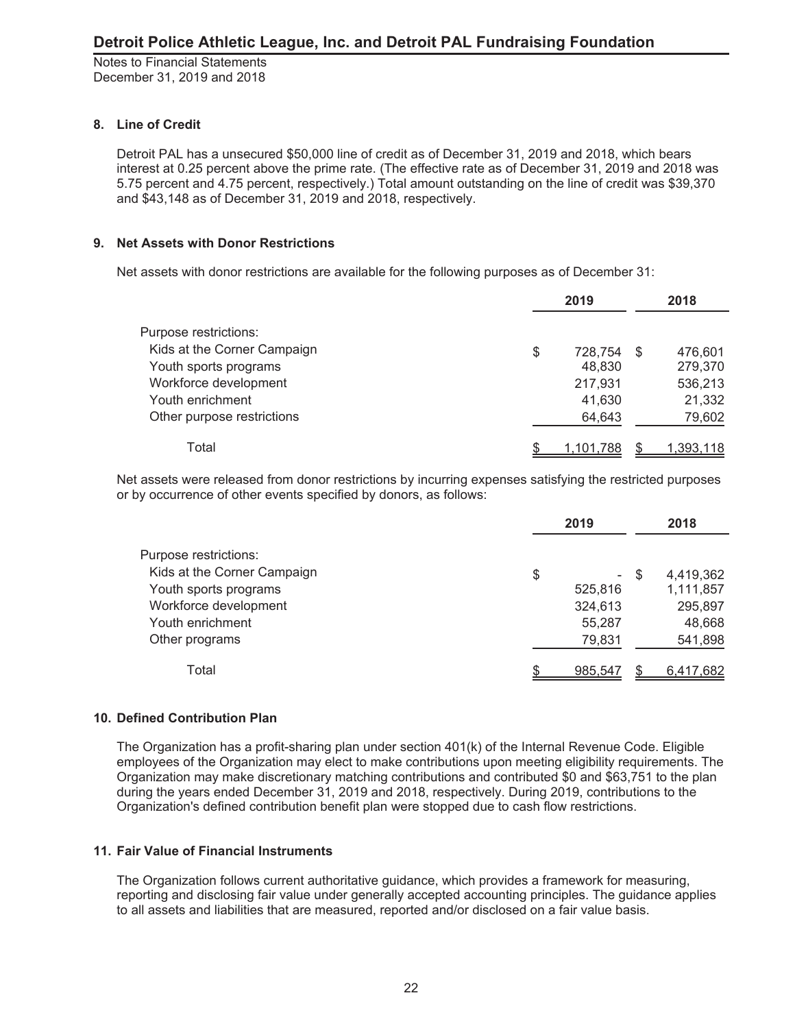## 8. Line of Credit

Detroit PAL has a unsecured $50,000 line of credit as of December 31, 2019 and 2018, which bears interest at 0.25 percent above the prime rate. (The effective rate as of December 31, 2019 and 2018 was 5.75 percent and 4.75 percent, respectively.) Total amount outstanding on the line of credit was $39,370 and $43,148 as of December 31, 2019 and 2018, respectively.

## 9. Net Assets with Donor Restrictions

Net assets with donor restrictions are available for the following purposes as of December 31:

| | 2019 | 2018 |
|---|---|---|
| Purpose restrictions: | | |
| Kids at the Corner Campaign | $ 728,754 | $ 476,601 |
| Youth sports programs | 48,830 | 279,370 |
| Workforce development | 217,931 | 536,213 |
| Youth enrichment | 41,630 | 21,332 |
| Other purpose restrictions | 64,643 | 79,602 |
| Total | $ 1,101,788 | $ 1,393,118 |

Net assets were released from donor restrictions by incurring expenses satisfying the restricted purposes or by occurrence of other events specified by donors, as follows:

| | 2019 | 2018 |
|---|---|---|
| Purpose restrictions: | | |
| Kids at the Corner Campaign | $ - | $ 4,419,362 |
| Youth sports programs | 525,816 | 1,111,857 |
| Workforce development | 324,613 | 295,897 |
| Youth enrichment | 55,287 | 48,668 |
| Other programs | 79,831 | 541,898 |
| Total | $ 985,547 | $ 6,417,682 |

## 10. Defined Contribution Plan

The Organization has a profit-sharing plan under section 401(k) of the Internal Revenue Code. Eligible employees of the Organization may elect to make contributions upon meeting eligibility requirements. The Organization may make discretionary matching contributions and contributed $0 and $63,751 to the plan during the years ended December 31, 2019 and 2018, respectively. During 2019, contributions to the Organization's defined contribution benefit plan were stopped due to cash flow restrictions.

## 11. Fair Value of Financial Instruments

The Organization follows current authoritative guidance, which provides a framework for measuring, reporting and disclosing fair value under generally accepted accounting principles. The guidance applies to all assets and liabilities that are measured, reported and/or disclosed on a fair value basis.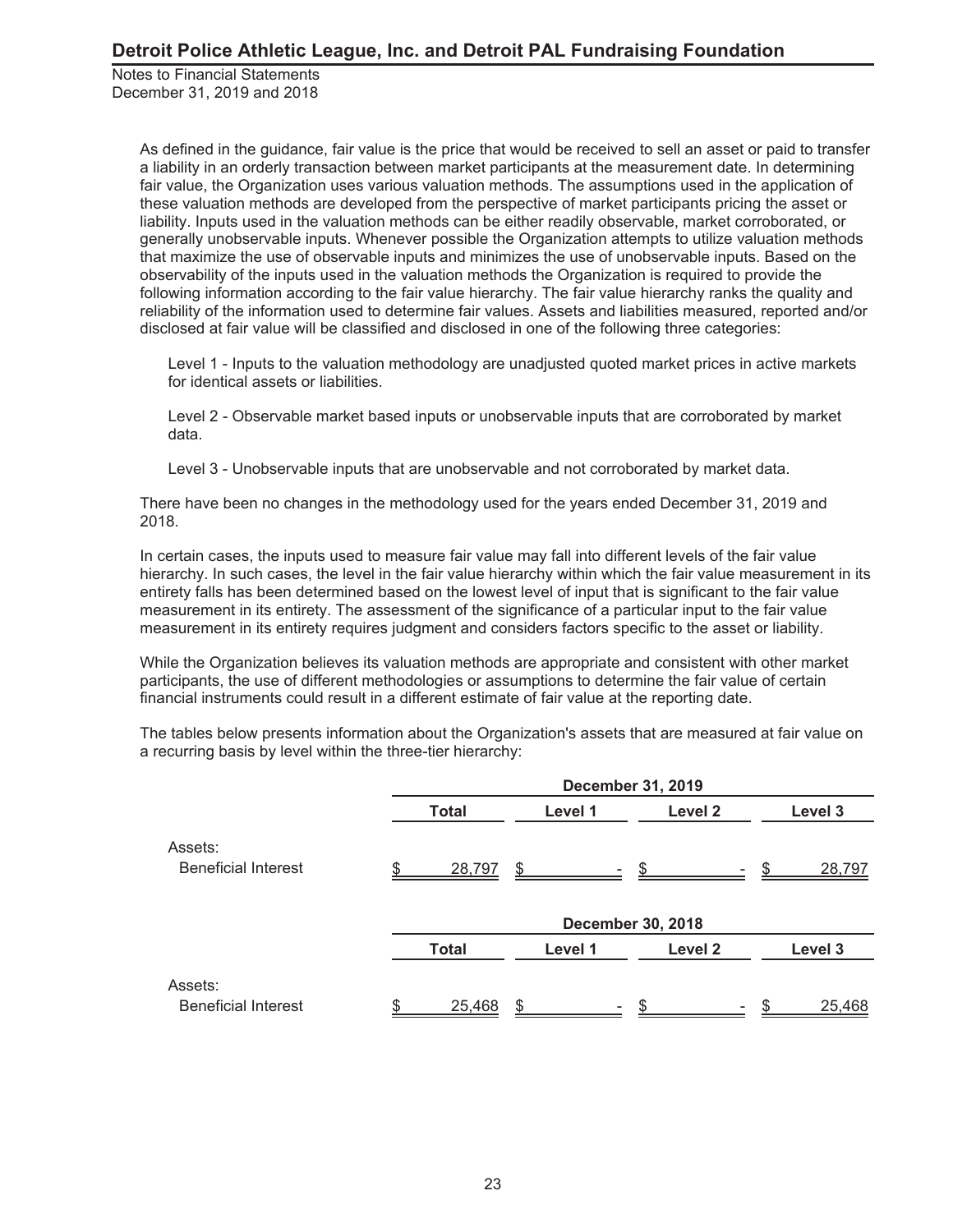As defined in the guidance, fair value is the price that would be received to sell an asset or paid to transfer a liability in an orderly transaction between market participants at the measurement date. In determining fair value, the Organization uses various valuation methods. The assumptions used in the application of these valuation methods are developed from the perspective of market participants pricing the asset or liability. Inputs used in the valuation methods can be either readily observable, market corroborated, or generally unobservable inputs. Whenever possible the Organization attempts to utilize valuation methods that maximize the use of observable inputs and minimizes the use of unobservable inputs. Based on the observability of the inputs used in the valuation methods the Organization is required to provide the following information according to the fair value hierarchy. The fair value hierarchy ranks the quality and reliability of the information used to determine fair values. Assets and liabilities measured, reported and/or disclosed at fair value will be classified and disclosed in one of the following three categories:

Level 1 - Inputs to the valuation methodology are unadjusted quoted market prices in active markets for identical assets or liabilities.

Level 2 - Observable market based inputs or unobservable inputs that are corroborated by market data.

Level 3 - Unobservable inputs that are unobservable and not corroborated by market data.

There have been no changes in the methodology used for the years ended December 31, 2019 and 2018.

In certain cases, the inputs used to measure fair value may fall into different levels of the fair value hierarchy. In such cases, the level in the fair value hierarchy within which the fair value measurement in its entirety falls has been determined based on the lowest level of input that is significant to the fair value measurement in its entirety. The assessment of the significance of a particular input to the fair value measurement in its entirety requires judgment and considers factors specific to the asset or liability.

While the Organization believes its valuation methods are appropriate and consistent with other market participants, the use of different methodologies or assumptions to determine the fair value of certain financial instruments could result in a different estimate of fair value at the reporting date.

The tables below presents information about the Organization's assets that are measured at fair value on a recurring basis by level within the three-tier hierarchy:

| | December 31, 2019 | | | |
|---|---|---|---|---|
| | Total | Level 1 | Level 2 | Level 3 |
| Assets: | | | | |
| Beneficial Interest | $ 28,797 | $ - | $ - | $ 28,797 |

| | December 30, 2018 | | | |
|---|---|---|---|---|
| | Total | Level 1 | Level 2 | Level 3 |
| Assets: | | | | |
| Beneficial Interest | $ 25,468 | $ - | $ - | $ 25,468 |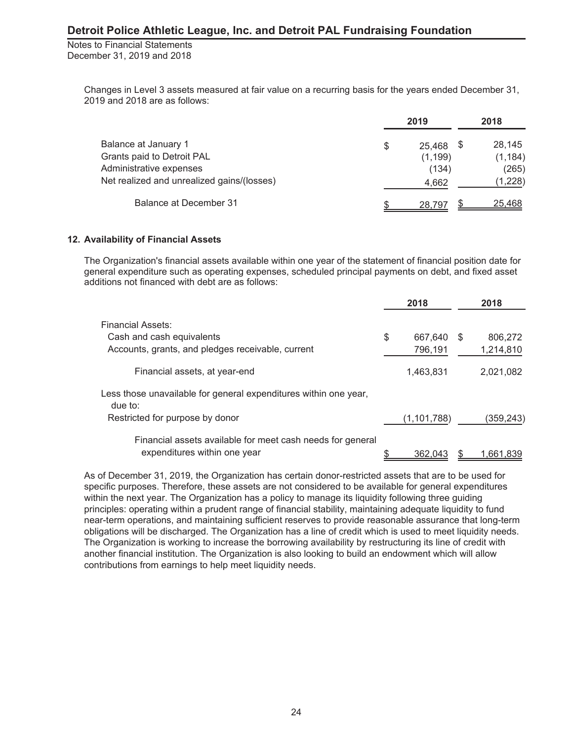Changes in Level 3 assets measured at fair value on a recurring basis for the years ended December 31, 2019 and 2018 are as follows:

| | 2019 | 2018 |
|---|---|---|
| Balance at January 1 | $ 25,468 | $ 28,145 |
| Grants paid to Detroit PAL | (1,199) | (1,184) |
| Administrative expenses | (134) | (265) |
| Net realized and unrealized gains/(losses) | 4,662 | (1,228) |
| Balance at December 31 | $ 28,797 | $ 25,468 |

## 12. Availability of Financial Assets

The Organization's financial assets available within one year of the statement of financial position date for general expenditure such as operating expenses, scheduled principal payments on debt, and fixed asset additions not financed with debt are as follows:

| | 2018 | 2018 |
|---|---|---|
| Financial Assets: | | |
| Cash and cash equivalents | $ 667,640 | $ 806,272 |
| Accounts, grants, and pledges receivable, current | 796,191 | 1,214,810 |
| Financial assets, at year-end | 1,463,831 | 2,021,082 |
| Less those unavailable for general expenditures within one year, due to: | | |
| Restricted for purpose by donor | (1,101,788) | (359,243) |
| Financial assets available for meet cash needs for general expenditures within one year | $ 362,043 | $ 1,661,839 |

As of December 31, 2019, the Organization has certain donor-restricted assets that are to be used for specific purposes. Therefore, these assets are not considered to be available for general expenditures within the next year. The Organization has a policy to manage its liquidity following three guiding principles: operating within a prudent range of financial stability, maintaining adequate liquidity to fund near-term operations, and maintaining sufficient reserves to provide reasonable assurance that long-term obligations will be discharged. The Organization has a line of credit which is used to meet liquidity needs. The Organization is working to increase the borrowing availability by restructuring its line of credit with another financial institution. The Organization is also looking to build an endowment which will allow contributions from earnings to help meet liquidity needs.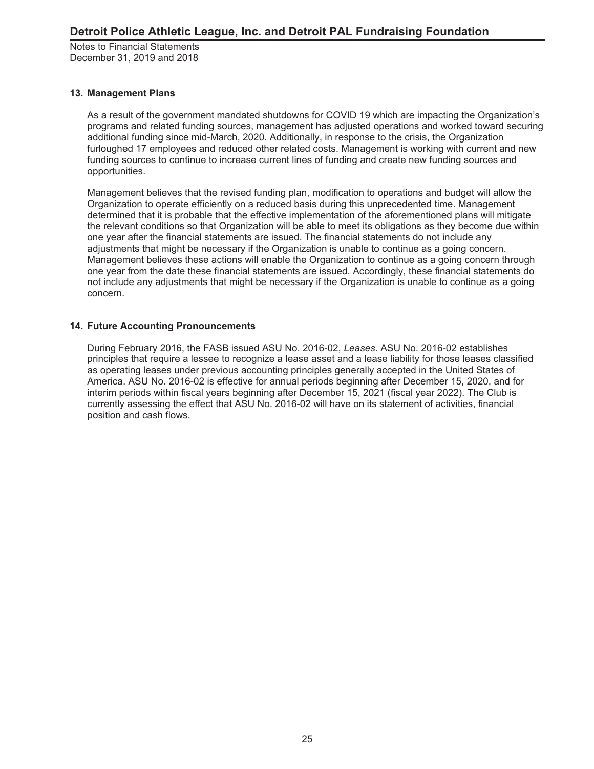## 13. Management Plans

As a result of the government mandated shutdowns for COVID 19 which are impacting the Organization's programs and related funding sources, management has adjusted operations and worked toward securing additional funding since mid-March, 2020. Additionally, in response to the crisis, the Organization furloughed 17 employees and reduced other related costs. Management is working with current and new funding sources to continue to increase current lines of funding and create new funding sources and opportunities.

Management believes that the revised funding plan, modification to operations and budget will allow the Organization to operate efficiently on a reduced basis during this unprecedented time. Management determined that it is probable that the effective implementation of the aforementioned plans will mitigate the relevant conditions so that Organization will be able to meet its obligations as they become due within one year after the financial statements are issued. The financial statements do not include any adjustments that might be necessary if the Organization is unable to continue as a going concern. Management believes these actions will enable the Organization to continue as a going concern through one year from the date these financial statements are issued. Accordingly, these financial statements do not include any adjustments that might be necessary if the Organization is unable to continue as a going concern.

## 14. Future Accounting Pronouncements

During February 2016, the FASB issued ASU No. 2016-02, *Leases*. ASU No. 2016-02 establishes principles that require a lessee to recognize a lease asset and a lease liability for those leases classified as operating leases under previous accounting principles generally accepted in the United States of America. ASU No. 2016-02 is effective for annual periods beginning after December 15, 2020, and for interim periods within fiscal years beginning after December 15, 2021 (fiscal year 2022). The Club is currently assessing the effect that ASU No. 2016-02 will have on its statement of activities, financial position and cash flows.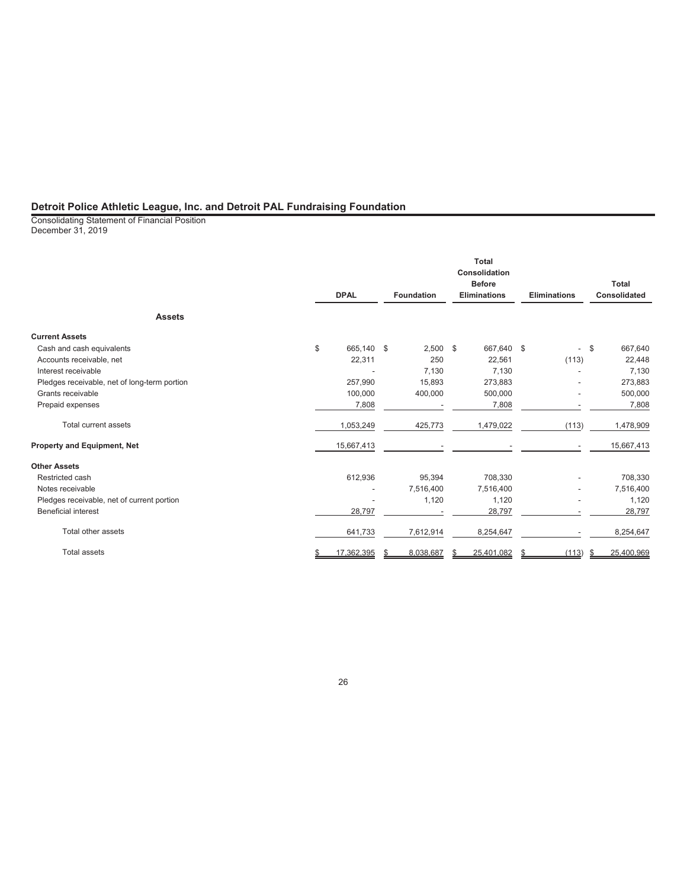# Detroit Police Athletic League, Inc. and Detroit PAL Fundraising Foundation

Consolidating Statement of Financial Position
December 31, 2019

| | DPAL | Foundation | Total Consolidation Before Eliminations | Eliminations | Total Consolidated |
|---|---|---|---|---|---|
| **Assets** | | | | | |
| **Current Assets** | | | | | |
| Cash and cash equivalents | $ 665,140 | $ 2,500 | $ 667,640 | $ - | $ 667,640 |
| Accounts receivable, net | 22,311 | 250 | 22,561 | (113) | 22,448 |
| Interest receivable | - | 7,130 | 7,130 | - | 7,130 |
| Pledges receivable, net of long-term portion | 257,990 | 15,893 | 273,883 | - | 273,883 |
| Grants receivable | 100,000 | 400,000 | 500,000 | - | 500,000 |
| Prepaid expenses | 7,808 | - | 7,808 | - | 7,808 |
| Total current assets | 1,053,249 | 425,773 | 1,479,022 | (113) | 1,478,909 |
| **Property and Equipment, Net** | 15,667,413 | - | - | - | 15,667,413 |
| **Other Assets** | | | | | |
| Restricted cash | 612,936 | 95,394 | 708,330 | - | 708,330 |
| Notes receivable | - | 7,516,400 | 7,516,400 | - | 7,516,400 |
| Pledges receivable, net of current portion | - | 1,120 | 1,120 | - | 1,120 |
| Beneficial interest | 28,797 | - | 28,797 | - | 28,797 |
| Total other assets | 641,733 | 7,612,914 | 8,254,647 | - | 8,254,647 |
| Total assets | $ 17,362,395 | $ 8,038,687 | $ 25,401,082 | $ (113) | $ 25,400,969 |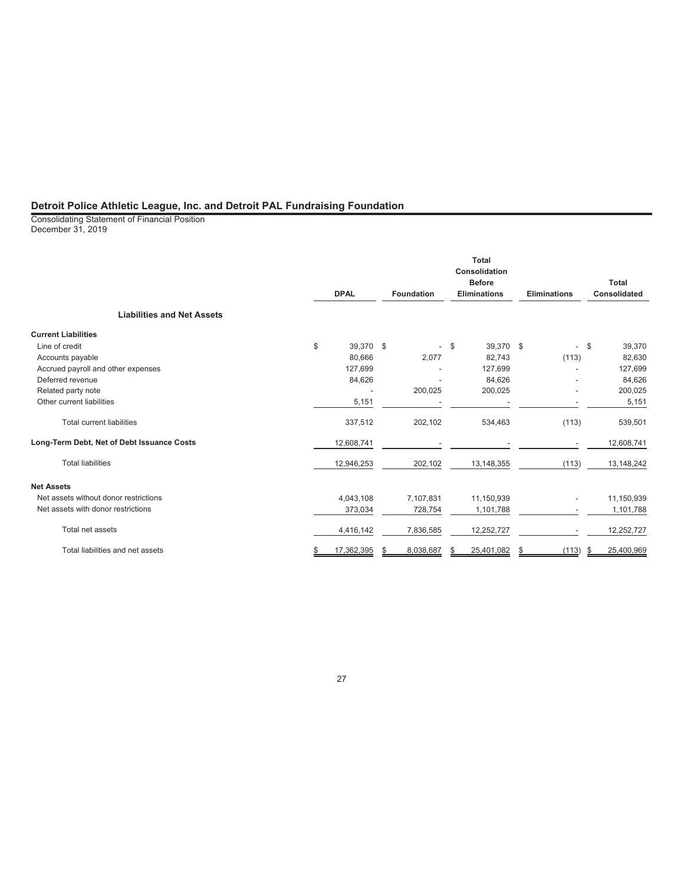# Detroit Police Athletic League, Inc. and Detroit PAL Fundraising Foundation

Consolidating Statement of Financial Position
December 31, 2019

| | DPAL | Foundation | Total Consolidation Before Eliminations | Eliminations | Total Consolidated |
|---|---|---|---|---|---|
| **Liabilities and Net Assets** | | | | | |
| **Current Liabilities** | | | | | |
| Line of credit | $ 39,370 | $ - | $ 39,370 | $ - | $ 39,370 |
| Accounts payable | 80,666 | 2,077 | 82,743 | (113) | 82,630 |
| Accrued payroll and other expenses | 127,699 | - | 127,699 | - | 127,699 |
| Deferred revenue | 84,626 | - | 84,626 | - | 84,626 |
| Related party note | - | 200,025 | 200,025 | - | 200,025 |
| Other current liabilities | 5,151 | - | - | - | 5,151 |
| Total current liabilities | 337,512 | 202,102 | 534,463 | (113) | 539,501 |
| **Long-Term Debt, Net of Debt Issuance Costs** | 12,608,741 | - | - | - | 12,608,741 |
| Total liabilities | 12,946,253 | 202,102 | 13,148,355 | (113) | 13,148,242 |
| **Net Assets** | | | | | |
| Net assets without donor restrictions | 4,043,108 | 7,107,831 | 11,150,939 | - | 11,150,939 |
| Net assets with donor restrictions | 373,034 | 728,754 | 1,101,788 | - | 1,101,788 |
| Total net assets | 4,416,142 | 7,836,585 | 12,252,727 | - | 12,252,727 |
| Total liabilities and net assets | $ 17,362,395 | $ 8,038,687 | $ 25,401,082 | $ (113) | $ 25,400,969 |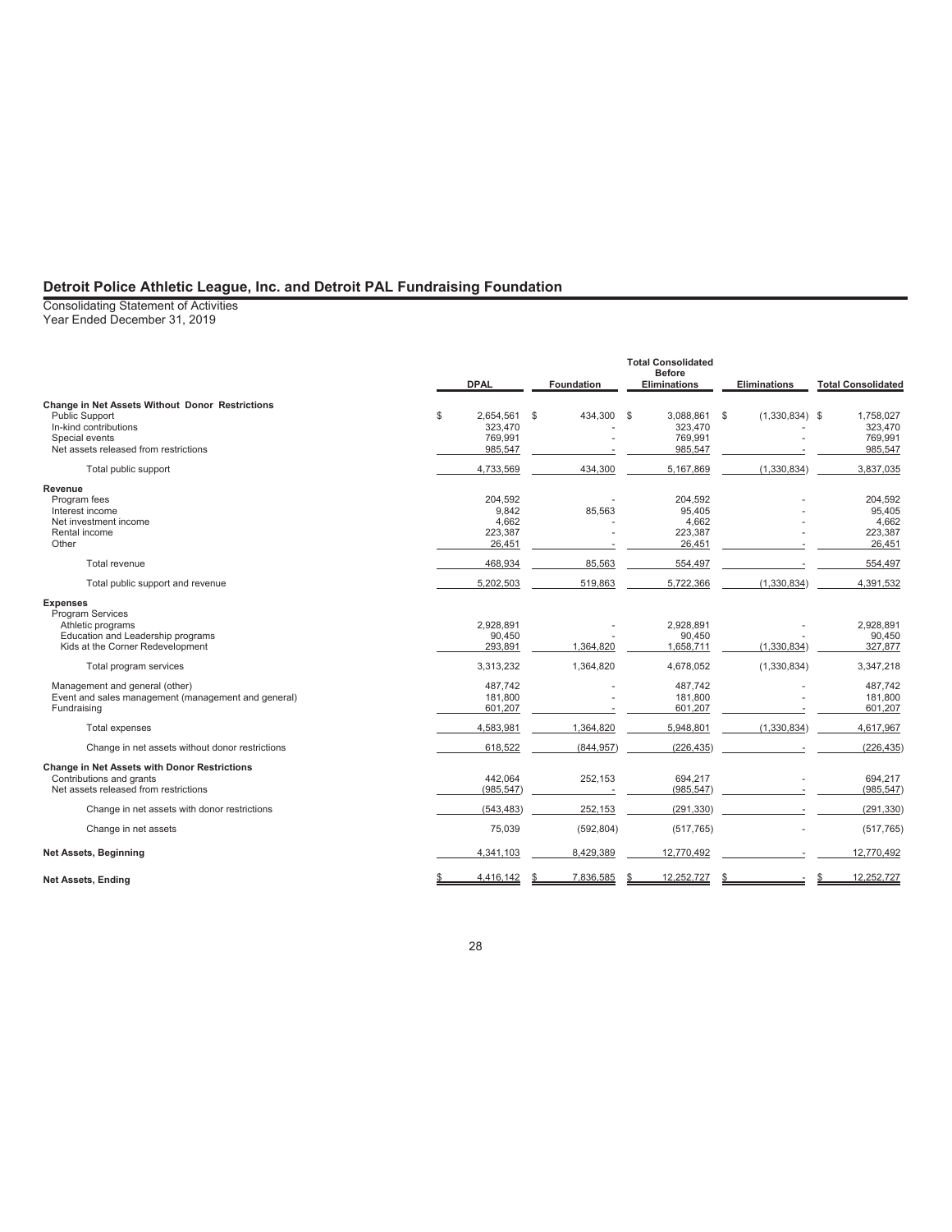# Detroit Police Athletic League, Inc. and Detroit PAL Fundraising Foundation

Consolidating Statement of Activities
Year Ended December 31, 2019

| | DPAL | Foundation | Total Consolidated Before Eliminations | Eliminations | Total Consolidated |
|---|---|---|---|---|---|
| **Change in Net Assets Without Donor Restrictions** | | | | | |
| Public Support | $ 2,654,561 | $ 434,300 | $ 3,088,861 | $ (1,330,834) | $ 1,758,027 |
| In-kind contributions | 323,470 | - | 323,470 | - | 323,470 |
| Special events | 769,991 | - | 769,991 | - | 769,991 |
| Net assets released from restrictions | 985,547 | - | 985,547 | - | 985,547 |
| Total public support | 4,733,569 | 434,300 | 5,167,869 | (1,330,834) | 3,837,035 |
| **Revenue** | | | | | |
| Program fees | 204,592 | - | 204,592 | - | 204,592 |
| Interest income | 9,842 | 85,563 | 95,405 | - | 95,405 |
| Net investment income | 4,662 | - | 4,662 | - | 4,662 |
| Rental income | 223,387 | - | 223,387 | - | 223,387 |
| Other | 26,451 | - | 26,451 | - | 26,451 |
| Total revenue | 468,934 | 85,563 | 554,497 | - | 554,497 |
| Total public support and revenue | 5,202,503 | 519,863 | 5,722,366 | (1,330,834) | 4,391,532 |
| **Expenses** | | | | | |
| Program Services | | | | | |
| Athletic programs | 2,928,891 | - | 2,928,891 | - | 2,928,891 |
| Education and Leadership programs | 90,450 | - | 90,450 | - | 90,450 |
| Kids at the Corner Redevelopment | 293,891 | 1,364,820 | 1,658,711 | (1,330,834) | 327,877 |
| Total program services | 3,313,232 | 1,364,820 | 4,678,052 | (1,330,834) | 3,347,218 |
| Management and general (other) | 487,742 | - | 487,742 | - | 487,742 |
| Event and sales management (management and general) | 181,800 | - | 181,800 | - | 181,800 |
| Fundraising | 601,207 | - | 601,207 | - | 601,207 |
| Total expenses | 4,583,981 | 1,364,820 | 5,948,801 | (1,330,834) | 4,617,967 |
| Change in net assets without donor restrictions | 618,522 | (844,957) | (226,435) | - | (226,435) |
| **Change in Net Assets with Donor Restrictions** | | | | | |
| Contributions and grants | 442,064 | 252,153 | 694,217 | - | 694,217 |
| Net assets released from restrictions | (985,547) | - | (985,547) | - | (985,547) |
| Change in net assets with donor restrictions | (543,483) | 252,153 | (291,330) | - | (291,330) |
| Change in net assets | 75,039 | (592,804) | (517,765) | - | (517,765) |
| **Net Assets, Beginning** | 4,341,103 | 8,429,389 | 12,770,492 | - | 12,770,492 |
| **Net Assets, Ending** | $ 4,416,142 | $ 7,836,585 | $ 12,252,727 | $ - | $ 12,252,727 |